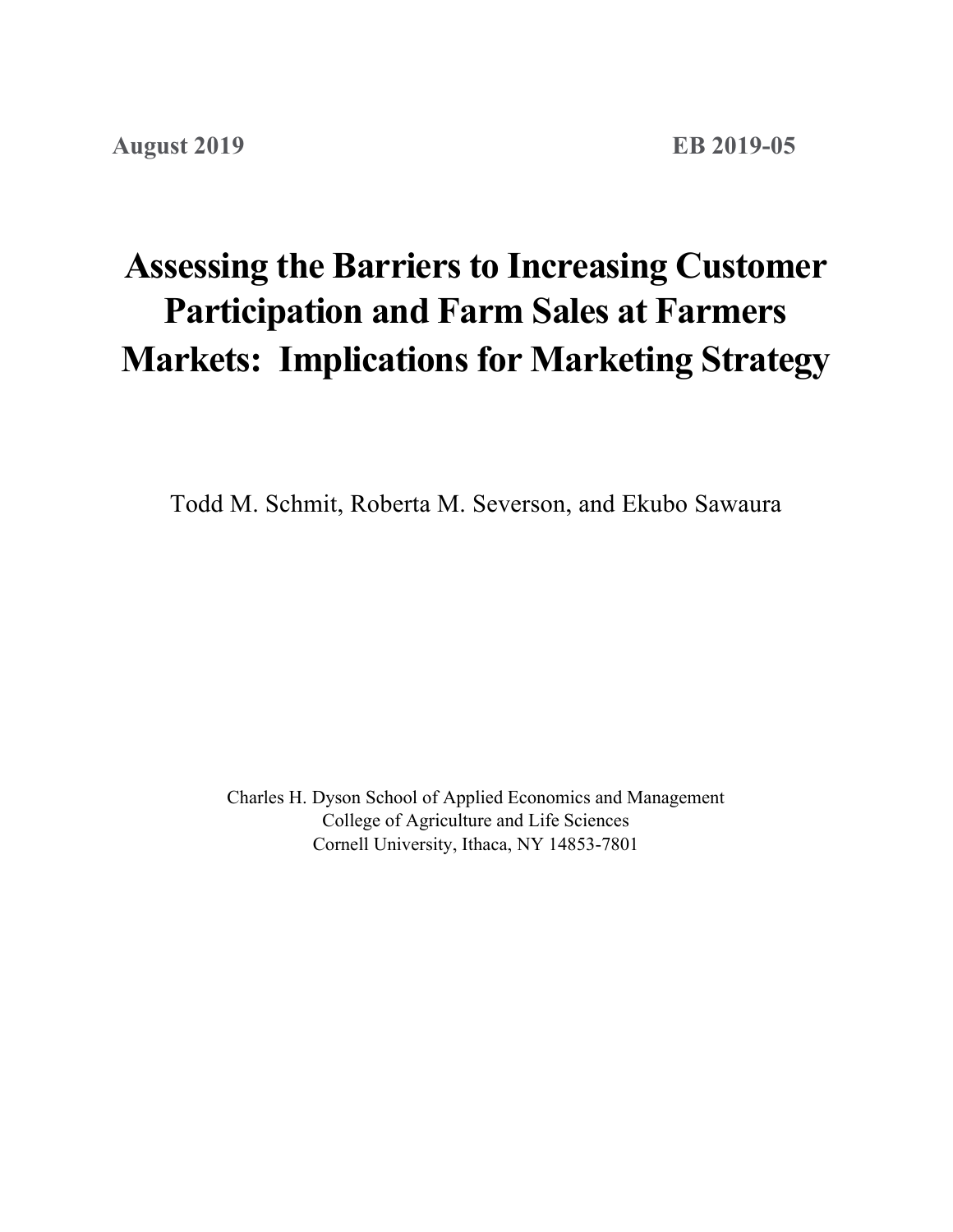**August 2019** **EB 2019-05**

# Assessing the Barriers to Increasing Customer Participation and Farm Sales at Farmers Markets: Implications for Marketing Strategy

Todd M. Schmit, Roberta M. Severson, and Ekubo Sawaura

Charles H. Dyson School of Applied Economics and Management
College of Agriculture and Life Sciences
Cornell University, Ithaca, NY 14853-7801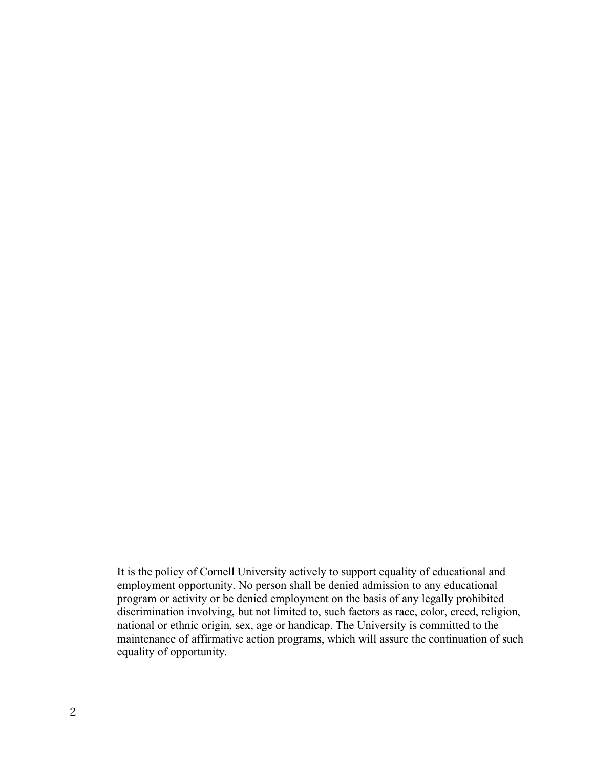It is the policy of Cornell University actively to support equality of educational and employment opportunity. No person shall be denied admission to any educational program or activity or be denied employment on the basis of any legally prohibited discrimination involving, but not limited to, such factors as race, color, creed, religion, national or ethnic origin, sex, age or handicap. The University is committed to the maintenance of affirmative action programs, which will assure the continuation of such equality of opportunity.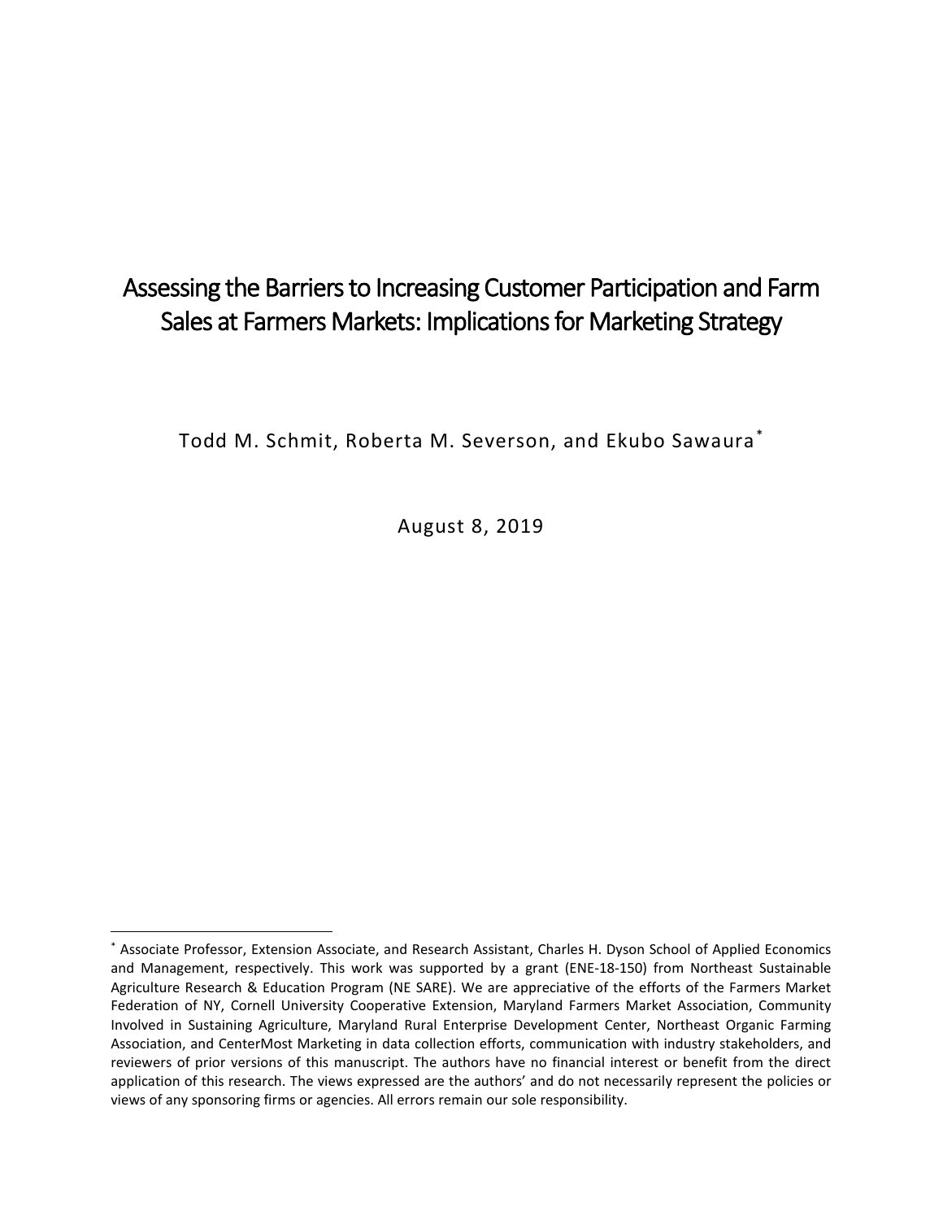# Assessing the Barriers to Increasing Customer Participation and Farm Sales at Farmers Markets: Implications for Marketing Strategy

Todd M. Schmit, Roberta M. Severson, and Ekubo Sawaura[*]

August 8, 2019

[*] Associate Professor, Extension Associate, and Research Assistant, Charles H. Dyson School of Applied Economics and Management, respectively. This work was supported by a grant (ENE-18-150) from Northeast Sustainable Agriculture Research & Education Program (NE SARE). We are appreciative of the efforts of the Farmers Market Federation of NY, Cornell University Cooperative Extension, Maryland Farmers Market Association, Community Involved in Sustaining Agriculture, Maryland Rural Enterprise Development Center, Northeast Organic Farming Association, and CenterMost Marketing in data collection efforts, communication with industry stakeholders, and reviewers of prior versions of this manuscript. The authors have no financial interest or benefit from the direct application of this research. The views expressed are the authors' and do not necessarily represent the policies or views of any sponsoring firms or agencies. All errors remain our sole responsibility.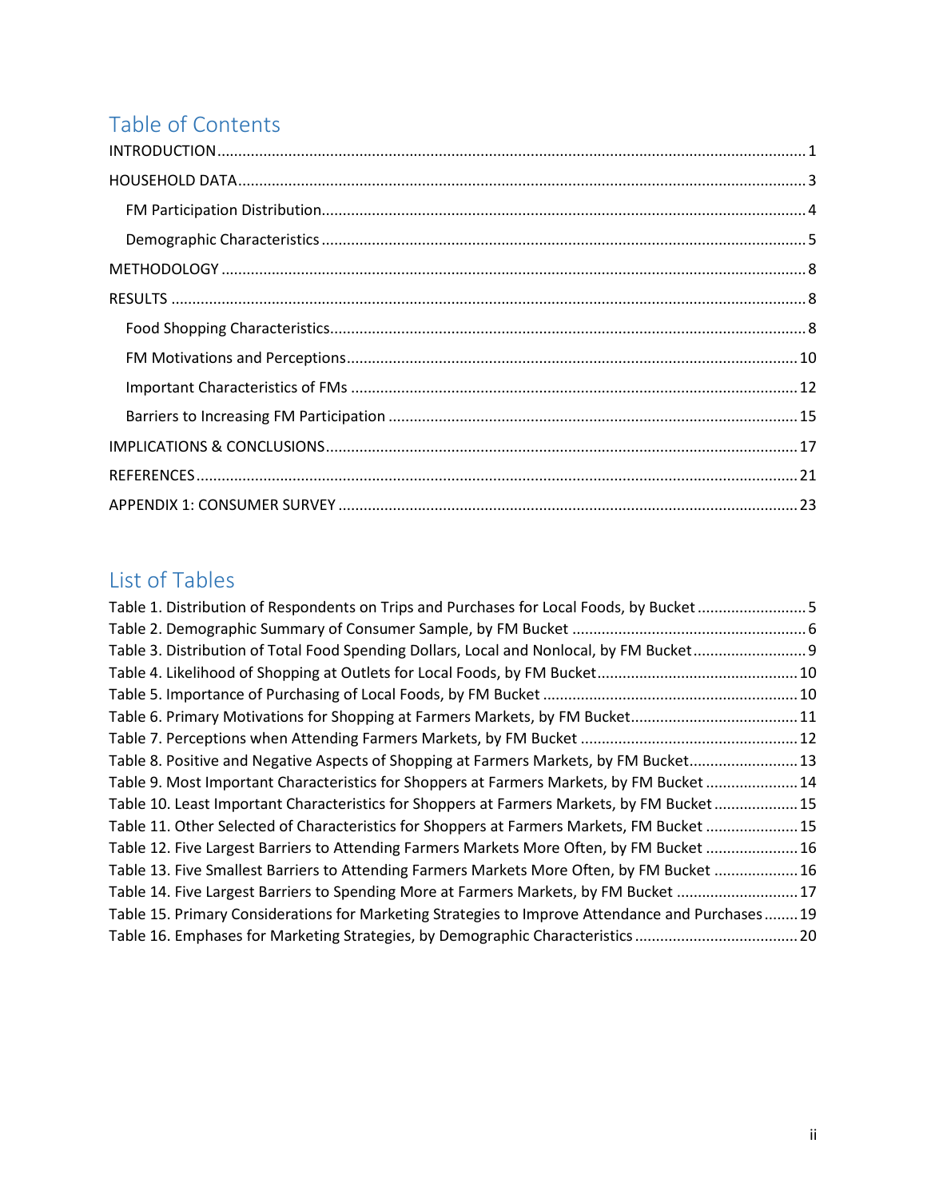## Table of Contents

INTRODUCTION ........................................................................................................................................ 1

HOUSEHOLD DATA .................................................................................................................................. 3

- FM Participation Distribution ................................................................................................................ 4
- Demographic Characteristics ................................................................................................................ 5

METHODOLOGY ...................................................................................................................................... 8

RESULTS .................................................................................................................................................. 8

- Food Shopping Characteristics .............................................................................................................. 8
- FM Motivations and Perceptions ......................................................................................................... 10
- Important Characteristics of FMs ........................................................................................................ 12
- Barriers to Increasing FM Participation .............................................................................................. 15

IMPLICATIONS & CONCLUSIONS ............................................................................................................. 17

REFERENCES .......................................................................................................................................... 21

APPENDIX 1: CONSUMER SURVEY .......................................................................................................... 23

## List of Tables

Table 1. Distribution of Respondents on Trips and Purchases for Local Foods, by Bucket .......................... 5

Table 2. Demographic Summary of Consumer Sample, by FM Bucket ........................................................ 6

Table 3. Distribution of Total Food Spending Dollars, Local and Nonlocal, by FM Bucket ........................... 9

Table 4. Likelihood of Shopping at Outlets for Local Foods, by FM Bucket ................................................ 10

Table 5. Importance of Purchasing of Local Foods, by FM Bucket ............................................................. 10

Table 6. Primary Motivations for Shopping at Farmers Markets, by FM Bucket ......................................... 11

Table 7. Perceptions when Attending Farmers Markets, by FM Bucket ..................................................... 12

Table 8. Positive and Negative Aspects of Shopping at Farmers Markets, by FM Bucket ........................... 13

Table 9. Most Important Characteristics for Shoppers at Farmers Markets, by FM Bucket ....................... 14

Table 10. Least Important Characteristics for Shoppers at Farmers Markets, by FM Bucket ..................... 15

Table 11. Other Selected of Characteristics for Shoppers at Farmers Markets, FM Bucket ....................... 15

Table 12. Five Largest Barriers to Attending Farmers Markets More Often, by FM Bucket ....................... 16

Table 13. Five Smallest Barriers to Attending Farmers Markets More Often, by FM Bucket ..................... 16

Table 14. Five Largest Barriers to Spending More at Farmers Markets, by FM Bucket ............................. 17

Table 15. Primary Considerations for Marketing Strategies to Improve Attendance and Purchases ........ 19

Table 16. Emphases for Marketing Strategies, by Demographic Characteristics ....................................... 20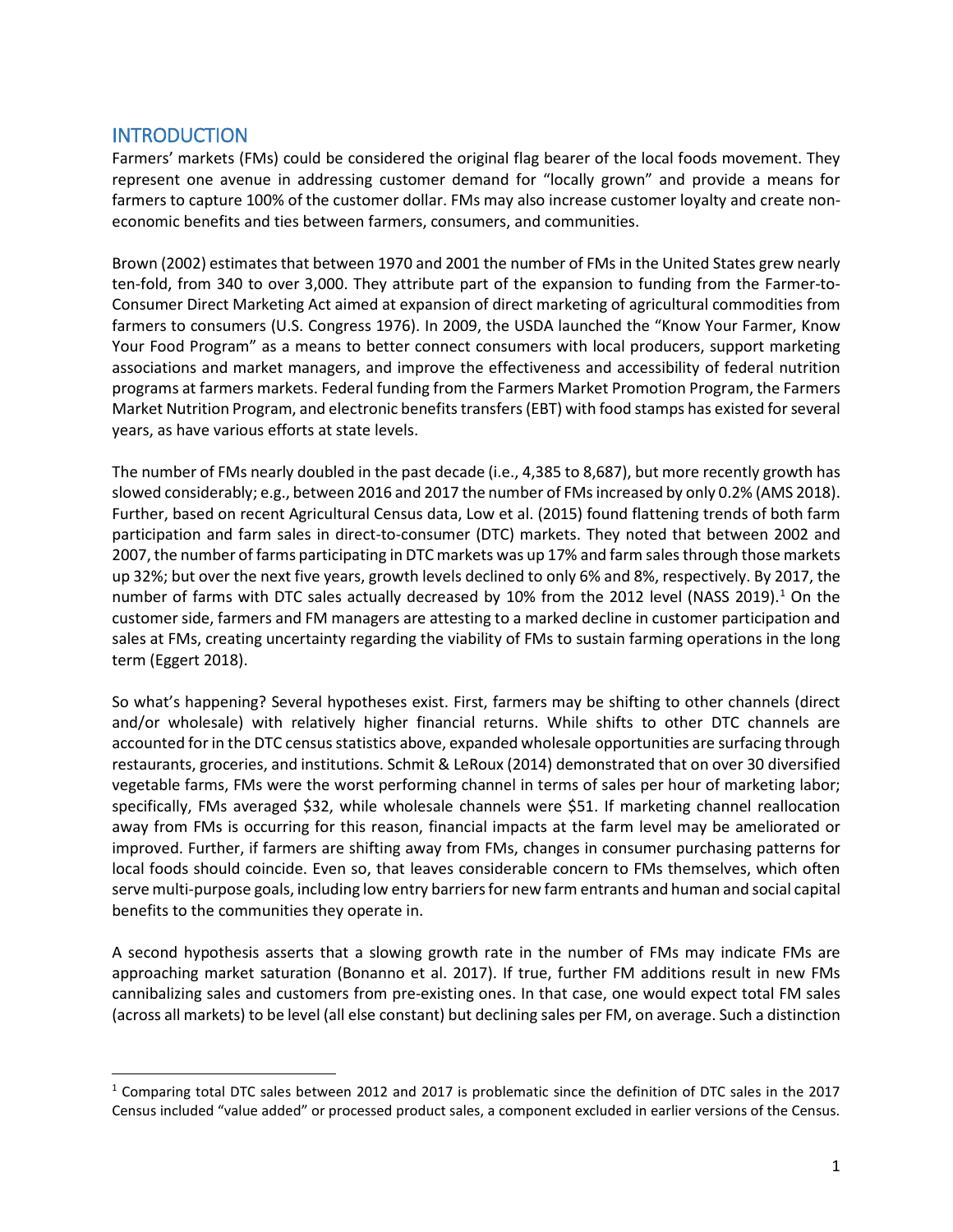## INTRODUCTION

Farmers' markets (FMs) could be considered the original flag bearer of the local foods movement. They represent one avenue in addressing customer demand for "locally grown" and provide a means for farmers to capture 100% of the customer dollar. FMs may also increase customer loyalty and create non-economic benefits and ties between farmers, consumers, and communities.

Brown (2002) estimates that between 1970 and 2001 the number of FMs in the United States grew nearly ten-fold, from 340 to over 3,000. They attribute part of the expansion to funding from the Farmer-to-Consumer Direct Marketing Act aimed at expansion of direct marketing of agricultural commodities from farmers to consumers (U.S. Congress 1976). In 2009, the USDA launched the "Know Your Farmer, Know Your Food Program" as a means to better connect consumers with local producers, support marketing associations and market managers, and improve the effectiveness and accessibility of federal nutrition programs at farmers markets. Federal funding from the Farmers Market Promotion Program, the Farmers Market Nutrition Program, and electronic benefits transfers (EBT) with food stamps has existed for several years, as have various efforts at state levels.

The number of FMs nearly doubled in the past decade (i.e., 4,385 to 8,687), but more recently growth has slowed considerably; e.g., between 2016 and 2017 the number of FMs increased by only 0.2% (AMS 2018). Further, based on recent Agricultural Census data, Low et al. (2015) found flattening trends of both farm participation and farm sales in direct-to-consumer (DTC) markets. They noted that between 2002 and 2007, the number of farms participating in DTC markets was up 17% and farm sales through those markets up 32%; but over the next five years, growth levels declined to only 6% and 8%, respectively. By 2017, the number of farms with DTC sales actually decreased by 10% from the 2012 level (NASS 2019).[1] On the customer side, farmers and FM managers are attesting to a marked decline in customer participation and sales at FMs, creating uncertainty regarding the viability of FMs to sustain farming operations in the long term (Eggert 2018).

So what's happening? Several hypotheses exist. First, farmers may be shifting to other channels (direct and/or wholesale) with relatively higher financial returns. While shifts to other DTC channels are accounted for in the DTC census statistics above, expanded wholesale opportunities are surfacing through restaurants, groceries, and institutions. Schmit & LeRoux (2014) demonstrated that on over 30 diversified vegetable farms, FMs were the worst performing channel in terms of sales per hour of marketing labor; specifically, FMs averaged $32, while wholesale channels were $51. If marketing channel reallocation away from FMs is occurring for this reason, financial impacts at the farm level may be ameliorated or improved. Further, if farmers are shifting away from FMs, changes in consumer purchasing patterns for local foods should coincide. Even so, that leaves considerable concern to FMs themselves, which often serve multi-purpose goals, including low entry barriers for new farm entrants and human and social capital benefits to the communities they operate in.

A second hypothesis asserts that a slowing growth rate in the number of FMs may indicate FMs are approaching market saturation (Bonanno et al. 2017). If true, further FM additions result in new FMs cannibalizing sales and customers from pre-existing ones. In that case, one would expect total FM sales (across all markets) to be level (all else constant) but declining sales per FM, on average. Such a distinction

---

[1] Comparing total DTC sales between 2012 and 2017 is problematic since the definition of DTC sales in the 2017 Census included "value added" or processed product sales, a component excluded in earlier versions of the Census.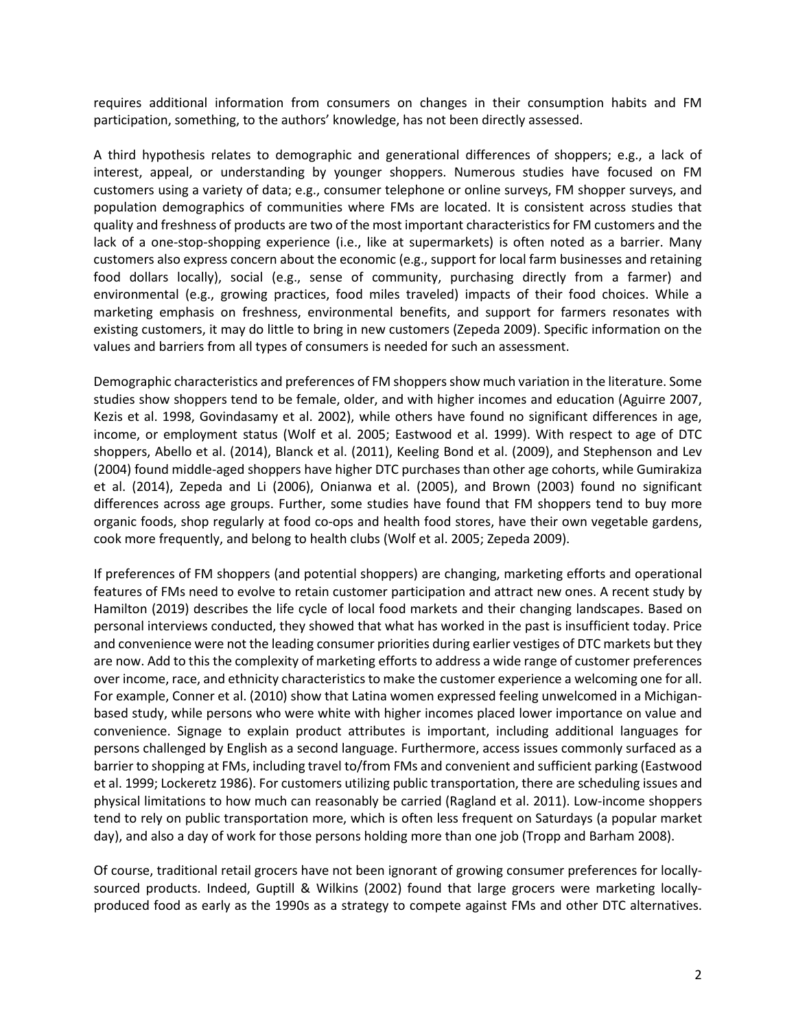requires additional information from consumers on changes in their consumption habits and FM participation, something, to the authors' knowledge, has not been directly assessed.

A third hypothesis relates to demographic and generational differences of shoppers; e.g., a lack of interest, appeal, or understanding by younger shoppers. Numerous studies have focused on FM customers using a variety of data; e.g., consumer telephone or online surveys, FM shopper surveys, and population demographics of communities where FMs are located. It is consistent across studies that quality and freshness of products are two of the most important characteristics for FM customers and the lack of a one-stop-shopping experience (i.e., like at supermarkets) is often noted as a barrier. Many customers also express concern about the economic (e.g., support for local farm businesses and retaining food dollars locally), social (e.g., sense of community, purchasing directly from a farmer) and environmental (e.g., growing practices, food miles traveled) impacts of their food choices. While a marketing emphasis on freshness, environmental benefits, and support for farmers resonates with existing customers, it may do little to bring in new customers (Zepeda 2009). Specific information on the values and barriers from all types of consumers is needed for such an assessment.

Demographic characteristics and preferences of FM shoppers show much variation in the literature. Some studies show shoppers tend to be female, older, and with higher incomes and education (Aguirre 2007, Kezis et al. 1998, Govindasamy et al. 2002), while others have found no significant differences in age, income, or employment status (Wolf et al. 2005; Eastwood et al. 1999). With respect to age of DTC shoppers, Abello et al. (2014), Blanck et al. (2011), Keeling Bond et al. (2009), and Stephenson and Lev (2004) found middle-aged shoppers have higher DTC purchases than other age cohorts, while Gumirakiza et al. (2014), Zepeda and Li (2006), Onianwa et al. (2005), and Brown (2003) found no significant differences across age groups. Further, some studies have found that FM shoppers tend to buy more organic foods, shop regularly at food co-ops and health food stores, have their own vegetable gardens, cook more frequently, and belong to health clubs (Wolf et al. 2005; Zepeda 2009).

If preferences of FM shoppers (and potential shoppers) are changing, marketing efforts and operational features of FMs need to evolve to retain customer participation and attract new ones. A recent study by Hamilton (2019) describes the life cycle of local food markets and their changing landscapes. Based on personal interviews conducted, they showed that what has worked in the past is insufficient today. Price and convenience were not the leading consumer priorities during earlier vestiges of DTC markets but they are now. Add to this the complexity of marketing efforts to address a wide range of customer preferences over income, race, and ethnicity characteristics to make the customer experience a welcoming one for all. For example, Conner et al. (2010) show that Latina women expressed feeling unwelcomed in a Michigan-based study, while persons who were white with higher incomes placed lower importance on value and convenience. Signage to explain product attributes is important, including additional languages for persons challenged by English as a second language. Furthermore, access issues commonly surfaced as a barrier to shopping at FMs, including travel to/from FMs and convenient and sufficient parking (Eastwood et al. 1999; Lockeretz 1986). For customers utilizing public transportation, there are scheduling issues and physical limitations to how much can reasonably be carried (Ragland et al. 2011). Low-income shoppers tend to rely on public transportation more, which is often less frequent on Saturdays (a popular market day), and also a day of work for those persons holding more than one job (Tropp and Barham 2008).

Of course, traditional retail grocers have not been ignorant of growing consumer preferences for locally-sourced products. Indeed, Guptill & Wilkins (2002) found that large grocers were marketing locally-produced food as early as the 1990s as a strategy to compete against FMs and other DTC alternatives.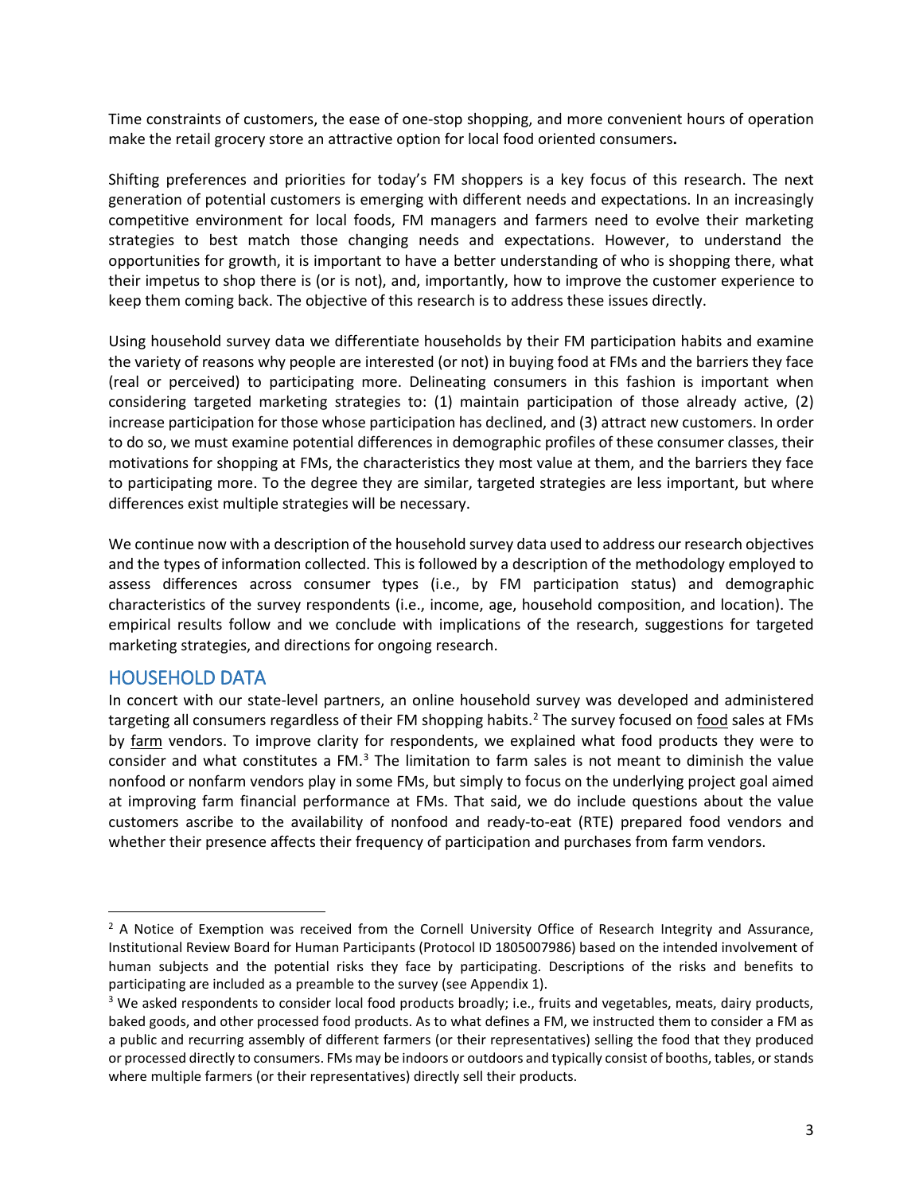Time constraints of customers, the ease of one-stop shopping, and more convenient hours of operation make the retail grocery store an attractive option for local food oriented consumers**.**

Shifting preferences and priorities for today's FM shoppers is a key focus of this research. The next generation of potential customers is emerging with different needs and expectations. In an increasingly competitive environment for local foods, FM managers and farmers need to evolve their marketing strategies to best match those changing needs and expectations. However, to understand the opportunities for growth, it is important to have a better understanding of who is shopping there, what their impetus to shop there is (or is not), and, importantly, how to improve the customer experience to keep them coming back. The objective of this research is to address these issues directly.

Using household survey data we differentiate households by their FM participation habits and examine the variety of reasons why people are interested (or not) in buying food at FMs and the barriers they face (real or perceived) to participating more. Delineating consumers in this fashion is important when considering targeted marketing strategies to: (1) maintain participation of those already active, (2) increase participation for those whose participation has declined, and (3) attract new customers. In order to do so, we must examine potential differences in demographic profiles of these consumer classes, their motivations for shopping at FMs, the characteristics they most value at them, and the barriers they face to participating more. To the degree they are similar, targeted strategies are less important, but where differences exist multiple strategies will be necessary.

We continue now with a description of the household survey data used to address our research objectives and the types of information collected. This is followed by a description of the methodology employed to assess differences across consumer types (i.e., by FM participation status) and demographic characteristics of the survey respondents (i.e., income, age, household composition, and location). The empirical results follow and we conclude with implications of the research, suggestions for targeted marketing strategies, and directions for ongoing research.

## HOUSEHOLD DATA

In concert with our state-level partners, an online household survey was developed and administered targeting all consumers regardless of their FM shopping habits.[2] The survey focused on <u>food</u> sales at FMs by <u>farm</u> vendors. To improve clarity for respondents, we explained what food products they were to consider and what constitutes a FM.[3] The limitation to farm sales is not meant to diminish the value nonfood or nonfarm vendors play in some FMs, but simply to focus on the underlying project goal aimed at improving farm financial performance at FMs. That said, we do include questions about the value customers ascribe to the availability of nonfood and ready-to-eat (RTE) prepared food vendors and whether their presence affects their frequency of participation and purchases from farm vendors.

---

[2] A Notice of Exemption was received from the Cornell University Office of Research Integrity and Assurance, Institutional Review Board for Human Participants (Protocol ID 1805007986) based on the intended involvement of human subjects and the potential risks they face by participating. Descriptions of the risks and benefits to participating are included as a preamble to the survey (see Appendix 1).

[3] We asked respondents to consider local food products broadly; i.e., fruits and vegetables, meats, dairy products, baked goods, and other processed food products. As to what defines a FM, we instructed them to consider a FM as a public and recurring assembly of different farmers (or their representatives) selling the food that they produced or processed directly to consumers. FMs may be indoors or outdoors and typically consist of booths, tables, or stands where multiple farmers (or their representatives) directly sell their products.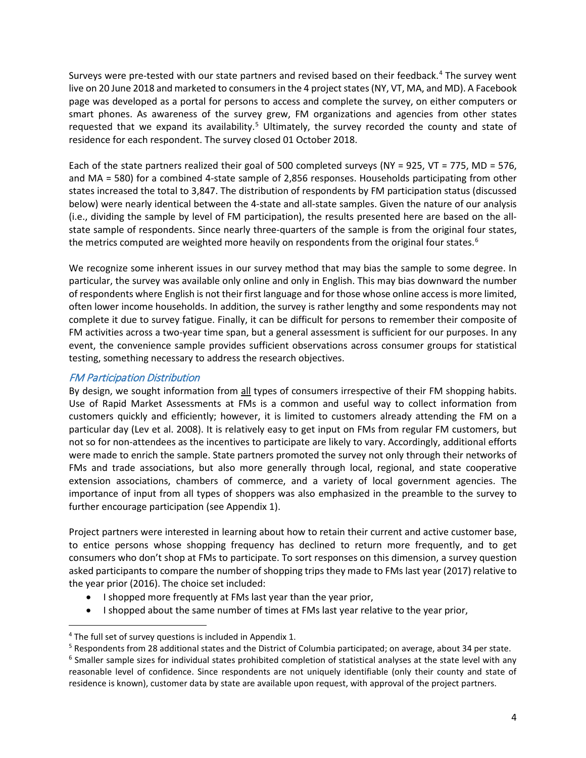Surveys were pre-tested with our state partners and revised based on their feedback.[4] The survey went live on 20 June 2018 and marketed to consumers in the 4 project states (NY, VT, MA, and MD). A Facebook page was developed as a portal for persons to access and complete the survey, on either computers or smart phones. As awareness of the survey grew, FM organizations and agencies from other states requested that we expand its availability.[5] Ultimately, the survey recorded the county and state of residence for each respondent. The survey closed 01 October 2018.

Each of the state partners realized their goal of 500 completed surveys (NY = 925, VT = 775, MD = 576, and MA = 580) for a combined 4-state sample of 2,856 responses. Households participating from other states increased the total to 3,847. The distribution of respondents by FM participation status (discussed below) were nearly identical between the 4-state and all-state samples. Given the nature of our analysis (i.e., dividing the sample by level of FM participation), the results presented here are based on the all-state sample of respondents. Since nearly three-quarters of the sample is from the original four states, the metrics computed are weighted more heavily on respondents from the original four states.[6]

We recognize some inherent issues in our survey method that may bias the sample to some degree. In particular, the survey was available only online and only in English. This may bias downward the number of respondents where English is not their first language and for those whose online access is more limited, often lower income households. In addition, the survey is rather lengthy and some respondents may not complete it due to survey fatigue. Finally, it can be difficult for persons to remember their composite of FM activities across a two-year time span, but a general assessment is sufficient for our purposes. In any event, the convenience sample provides sufficient observations across consumer groups for statistical testing, something necessary to address the research objectives.

### *FM Participation Distribution*

By design, we sought information from all types of consumers irrespective of their FM shopping habits. Use of Rapid Market Assessments at FMs is a common and useful way to collect information from customers quickly and efficiently; however, it is limited to customers already attending the FM on a particular day (Lev et al. 2008). It is relatively easy to get input on FMs from regular FM customers, but not so for non-attendees as the incentives to participate are likely to vary. Accordingly, additional efforts were made to enrich the sample. State partners promoted the survey not only through their networks of FMs and trade associations, but also more generally through local, regional, and state cooperative extension associations, chambers of commerce, and a variety of local government agencies. The importance of input from all types of shoppers was also emphasized in the preamble to the survey to further encourage participation (see Appendix 1).

Project partners were interested in learning about how to retain their current and active customer base, to entice persons whose shopping frequency has declined to return more frequently, and to get consumers who don't shop at FMs to participate. To sort responses on this dimension, a survey question asked participants to compare the number of shopping trips they made to FMs last year (2017) relative to the year prior (2016). The choice set included:

- I shopped more frequently at FMs last year than the year prior,
- I shopped about the same number of times at FMs last year relative to the year prior,

[4] The full set of survey questions is included in Appendix 1.

[5] Respondents from 28 additional states and the District of Columbia participated; on average, about 34 per state.

[6] Smaller sample sizes for individual states prohibited completion of statistical analyses at the state level with any reasonable level of confidence. Since respondents are not uniquely identifiable (only their county and state of residence is known), customer data by state are available upon request, with approval of the project partners.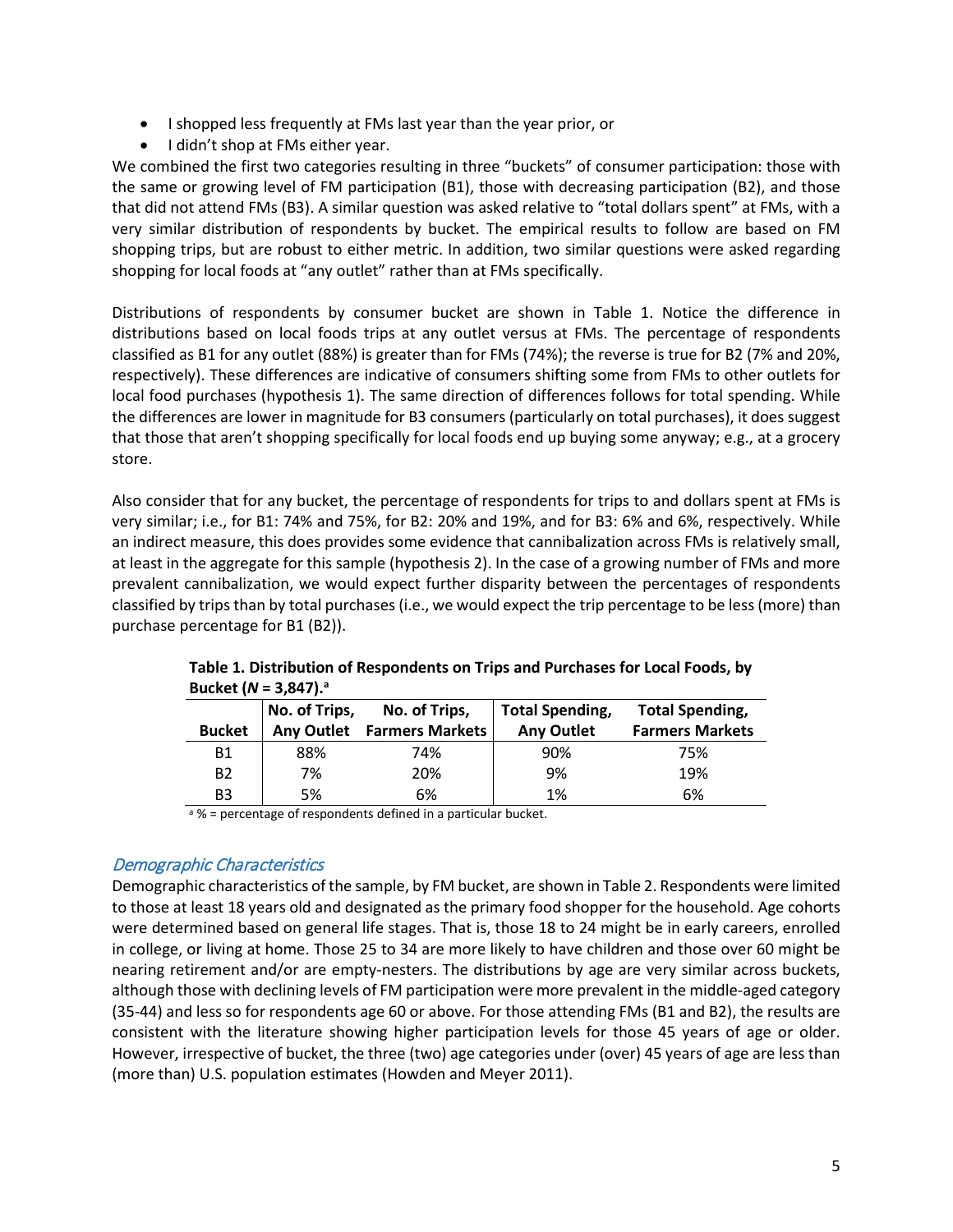- I shopped less frequently at FMs last year than the year prior, or
- I didn't shop at FMs either year.

We combined the first two categories resulting in three "buckets" of consumer participation: those with the same or growing level of FM participation (B1), those with decreasing participation (B2), and those that did not attend FMs (B3). A similar question was asked relative to "total dollars spent" at FMs, with a very similar distribution of respondents by bucket. The empirical results to follow are based on FM shopping trips, but are robust to either metric. In addition, two similar questions were asked regarding shopping for local foods at "any outlet" rather than at FMs specifically.

Distributions of respondents by consumer bucket are shown in Table 1. Notice the difference in distributions based on local foods trips at any outlet versus at FMs. The percentage of respondents classified as B1 for any outlet (88%) is greater than for FMs (74%); the reverse is true for B2 (7% and 20%, respectively). These differences are indicative of consumers shifting some from FMs to other outlets for local food purchases (hypothesis 1). The same direction of differences follows for total spending. While the differences are lower in magnitude for B3 consumers (particularly on total purchases), it does suggest that those that aren't shopping specifically for local foods end up buying some anyway; e.g., at a grocery store.

Also consider that for any bucket, the percentage of respondents for trips to and dollars spent at FMs is very similar; i.e., for B1: 74% and 75%, for B2: 20% and 19%, and for B3: 6% and 6%, respectively. While an indirect measure, this does provides some evidence that cannibalization across FMs is relatively small, at least in the aggregate for this sample (hypothesis 2). In the case of a growing number of FMs and more prevalent cannibalization, we would expect further disparity between the percentages of respondents classified by trips than by total purchases (i.e., we would expect the trip percentage to be less (more) than purchase percentage for B1 (B2)).

**Table 1. Distribution of Respondents on Trips and Purchases for Local Foods, by Bucket (*N* = 3,847).[a]**

| Bucket | No. of Trips, Any Outlet | No. of Trips, Farmers Markets | Total Spending, Any Outlet | Total Spending, Farmers Markets |
|---|---|---|---|---|
| B1 | 88% | 74% | 90% | 75% |
| B2 | 7% | 20% | 9% | 19% |
| B3 | 5% | 6% | 1% | 6% |

[a] % = percentage of respondents defined in a particular bucket.

### *Demographic Characteristics*

Demographic characteristics of the sample, by FM bucket, are shown in Table 2. Respondents were limited to those at least 18 years old and designated as the primary food shopper for the household. Age cohorts were determined based on general life stages. That is, those 18 to 24 might be in early careers, enrolled in college, or living at home. Those 25 to 34 are more likely to have children and those over 60 might be nearing retirement and/or are empty-nesters. The distributions by age are very similar across buckets, although those with declining levels of FM participation were more prevalent in the middle-aged category (35-44) and less so for respondents age 60 or above. For those attending FMs (B1 and B2), the results are consistent with the literature showing higher participation levels for those 45 years of age or older. However, irrespective of bucket, the three (two) age categories under (over) 45 years of age are less than (more than) U.S. population estimates (Howden and Meyer 2011).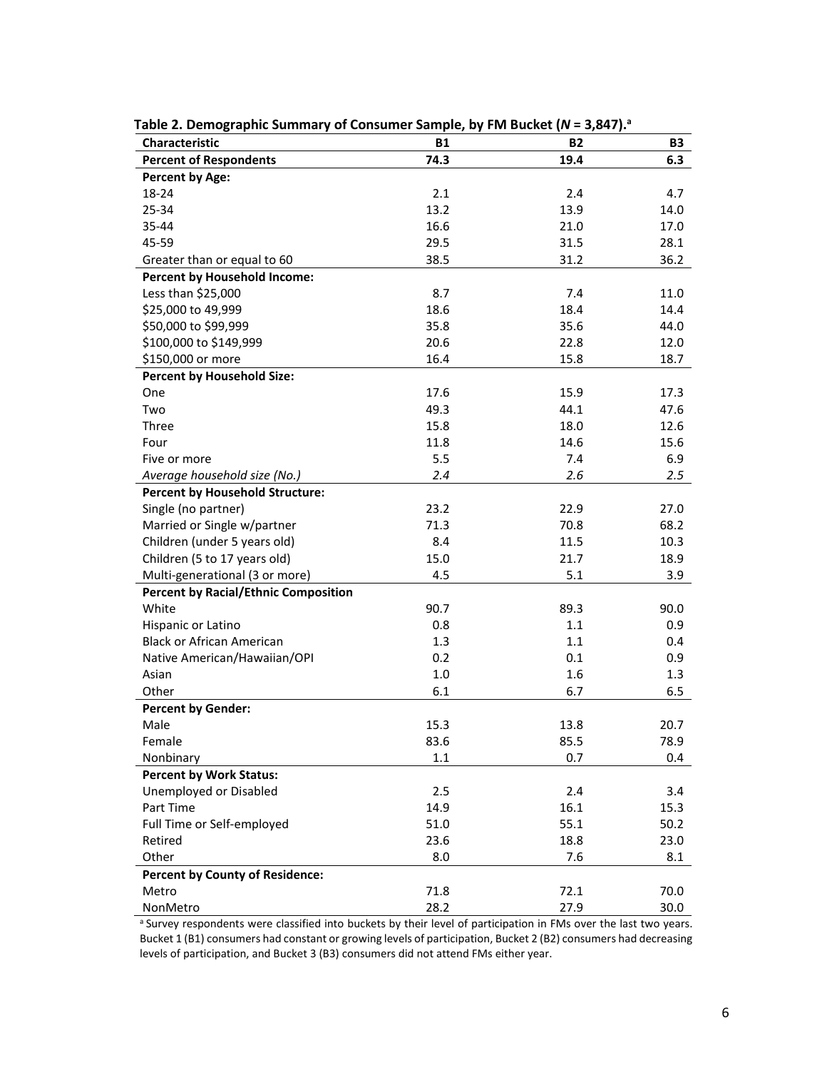**Table 2. Demographic Summary of Consumer Sample, by FM Bucket ($N$ = 3,847).[a]**

| Characteristic | B1 | B2 | B3 |
|---|---|---|---|
| **Percent of Respondents** | **74.3** | **19.4** | **6.3** |
| **Percent by Age:** | | | |
| 18-24 | 2.1 | 2.4 | 4.7 |
| 25-34 | 13.2 | 13.9 | 14.0 |
| 35-44 | 16.6 | 21.0 | 17.0 |
| 45-59 | 29.5 | 31.5 | 28.1 |
| Greater than or equal to 60 | 38.5 | 31.2 | 36.2 |
| **Percent by Household Income:** | | | |
| Less than $25,000 | 8.7 | 7.4 | 11.0 |
| $25,000 to 49,999 | 18.6 | 18.4 | 14.4 |
| $50,000 to $99,999 | 35.8 | 35.6 | 44.0 |
| $100,000 to $149,999 | 20.6 | 22.8 | 12.0 |
| $150,000 or more | 16.4 | 15.8 | 18.7 |
| **Percent by Household Size:** | | | |
| One | 17.6 | 15.9 | 17.3 |
| Two | 49.3 | 44.1 | 47.6 |
| Three | 15.8 | 18.0 | 12.6 |
| Four | 11.8 | 14.6 | 15.6 |
| Five or more | 5.5 | 7.4 | 6.9 |
| *Average household size (No.)* | *2.4* | *2.6* | *2.5* |
| **Percent by Household Structure:** | | | |
| Single (no partner) | 23.2 | 22.9 | 27.0 |
| Married or Single w/partner | 71.3 | 70.8 | 68.2 |
| Children (under 5 years old) | 8.4 | 11.5 | 10.3 |
| Children (5 to 17 years old) | 15.0 | 21.7 | 18.9 |
| Multi-generational (3 or more) | 4.5 | 5.1 | 3.9 |
| **Percent by Racial/Ethnic Composition** | | | |
| White | 90.7 | 89.3 | 90.0 |
| Hispanic or Latino | 0.8 | 1.1 | 0.9 |
| Black or African American | 1.3 | 1.1 | 0.4 |
| Native American/Hawaiian/OPI | 0.2 | 0.1 | 0.9 |
| Asian | 1.0 | 1.6 | 1.3 |
| Other | 6.1 | 6.7 | 6.5 |
| **Percent by Gender:** | | | |
| Male | 15.3 | 13.8 | 20.7 |
| Female | 83.6 | 85.5 | 78.9 |
| Nonbinary | 1.1 | 0.7 | 0.4 |
| **Percent by Work Status:** | | | |
| Unemployed or Disabled | 2.5 | 2.4 | 3.4 |
| Part Time | 14.9 | 16.1 | 15.3 |
| Full Time or Self-employed | 51.0 | 55.1 | 50.2 |
| Retired | 23.6 | 18.8 | 23.0 |
| Other | 8.0 | 7.6 | 8.1 |
| **Percent by County of Residence:** | | | |
| Metro | 71.8 | 72.1 | 70.0 |
| NonMetro | 28.2 | 27.9 | 30.0 |

[a] Survey respondents were classified into buckets by their level of participation in FMs over the last two years. Bucket 1 (B1) consumers had constant or growing levels of participation, Bucket 2 (B2) consumers had decreasing levels of participation, and Bucket 3 (B3) consumers did not attend FMs either year.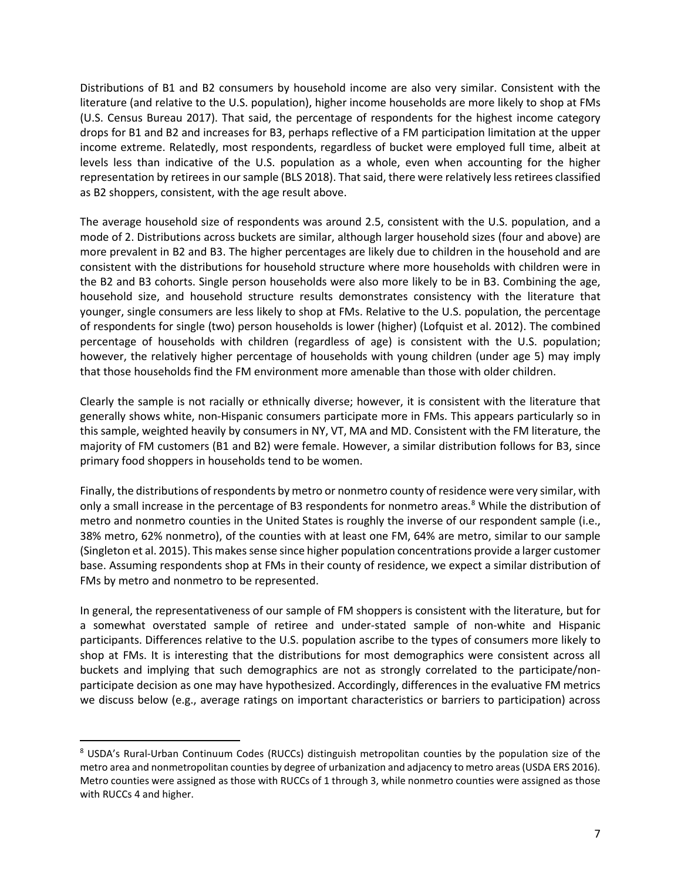Distributions of B1 and B2 consumers by household income are also very similar. Consistent with the literature (and relative to the U.S. population), higher income households are more likely to shop at FMs (U.S. Census Bureau 2017). That said, the percentage of respondents for the highest income category drops for B1 and B2 and increases for B3, perhaps reflective of a FM participation limitation at the upper income extreme. Relatedly, most respondents, regardless of bucket were employed full time, albeit at levels less than indicative of the U.S. population as a whole, even when accounting for the higher representation by retirees in our sample (BLS 2018). That said, there were relatively less retirees classified as B2 shoppers, consistent, with the age result above.

The average household size of respondents was around 2.5, consistent with the U.S. population, and a mode of 2. Distributions across buckets are similar, although larger household sizes (four and above) are more prevalent in B2 and B3. The higher percentages are likely due to children in the household and are consistent with the distributions for household structure where more households with children were in the B2 and B3 cohorts. Single person households were also more likely to be in B3. Combining the age, household size, and household structure results demonstrates consistency with the literature that younger, single consumers are less likely to shop at FMs. Relative to the U.S. population, the percentage of respondents for single (two) person households is lower (higher) (Lofquist et al. 2012). The combined percentage of households with children (regardless of age) is consistent with the U.S. population; however, the relatively higher percentage of households with young children (under age 5) may imply that those households find the FM environment more amenable than those with older children.

Clearly the sample is not racially or ethnically diverse; however, it is consistent with the literature that generally shows white, non-Hispanic consumers participate more in FMs. This appears particularly so in this sample, weighted heavily by consumers in NY, VT, MA and MD. Consistent with the FM literature, the majority of FM customers (B1 and B2) were female. However, a similar distribution follows for B3, since primary food shoppers in households tend to be women.

Finally, the distributions of respondents by metro or nonmetro county of residence were very similar, with only a small increase in the percentage of B3 respondents for nonmetro areas.[8] While the distribution of metro and nonmetro counties in the United States is roughly the inverse of our respondent sample (i.e., 38% metro, 62% nonmetro), of the counties with at least one FM, 64% are metro, similar to our sample (Singleton et al. 2015). This makes sense since higher population concentrations provide a larger customer base. Assuming respondents shop at FMs in their county of residence, we expect a similar distribution of FMs by metro and nonmetro to be represented.

In general, the representativeness of our sample of FM shoppers is consistent with the literature, but for a somewhat overstated sample of retiree and under-stated sample of non-white and Hispanic participants. Differences relative to the U.S. population ascribe to the types of consumers more likely to shop at FMs. It is interesting that the distributions for most demographics were consistent across all buckets and implying that such demographics are not as strongly correlated to the participate/non-participate decision as one may have hypothesized. Accordingly, differences in the evaluative FM metrics we discuss below (e.g., average ratings on important characteristics or barriers to participation) across

[8] USDA's Rural-Urban Continuum Codes (RUCCs) distinguish metropolitan counties by the population size of the metro area and nonmetropolitan counties by degree of urbanization and adjacency to metro areas (USDA ERS 2016). Metro counties were assigned as those with RUCCs of 1 through 3, while nonmetro counties were assigned as those with RUCCs 4 and higher.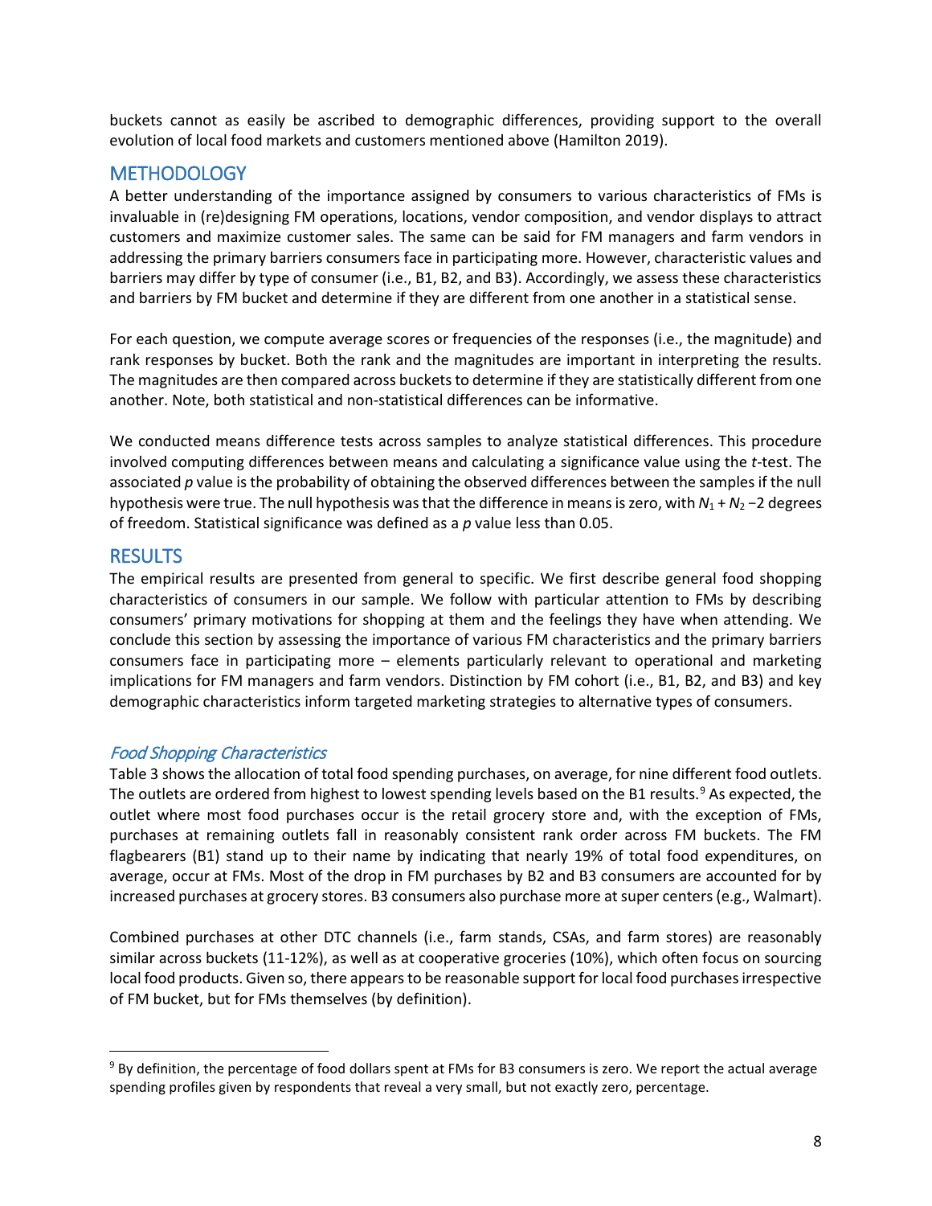buckets cannot as easily be ascribed to demographic differences, providing support to the overall evolution of local food markets and customers mentioned above (Hamilton 2019).

## METHODOLOGY

A better understanding of the importance assigned by consumers to various characteristics of FMs is invaluable in (re)designing FM operations, locations, vendor composition, and vendor displays to attract customers and maximize customer sales. The same can be said for FM managers and farm vendors in addressing the primary barriers consumers face in participating more. However, characteristic values and barriers may differ by type of consumer (i.e., B1, B2, and B3). Accordingly, we assess these characteristics and barriers by FM bucket and determine if they are different from one another in a statistical sense.

For each question, we compute average scores or frequencies of the responses (i.e., the magnitude) and rank responses by bucket. Both the rank and the magnitudes are important in interpreting the results. The magnitudes are then compared across buckets to determine if they are statistically different from one another. Note, both statistical and non-statistical differences can be informative.

We conducted means difference tests across samples to analyze statistical differences. This procedure involved computing differences between means and calculating a significance value using the *t*-test. The associated *p* value is the probability of obtaining the observed differences between the samples if the null hypothesis were true. The null hypothesis was that the difference in means is zero, with $N_1 + N_2 - 2$ degrees of freedom. Statistical significance was defined as a *p* value less than 0.05.

## RESULTS

The empirical results are presented from general to specific. We first describe general food shopping characteristics of consumers in our sample. We follow with particular attention to FMs by describing consumers' primary motivations for shopping at them and the feelings they have when attending. We conclude this section by assessing the importance of various FM characteristics and the primary barriers consumers face in participating more – elements particularly relevant to operational and marketing implications for FM managers and farm vendors. Distinction by FM cohort (i.e., B1, B2, and B3) and key demographic characteristics inform targeted marketing strategies to alternative types of consumers.

### *Food Shopping Characteristics*

Table 3 shows the allocation of total food spending purchases, on average, for nine different food outlets. The outlets are ordered from highest to lowest spending levels based on the B1 results.[9] As expected, the outlet where most food purchases occur is the retail grocery store and, with the exception of FMs, purchases at remaining outlets fall in reasonably consistent rank order across FM buckets. The FM flagbearers (B1) stand up to their name by indicating that nearly 19% of total food expenditures, on average, occur at FMs. Most of the drop in FM purchases by B2 and B3 consumers are accounted for by increased purchases at grocery stores. B3 consumers also purchase more at super centers (e.g., Walmart).

Combined purchases at other DTC channels (i.e., farm stands, CSAs, and farm stores) are reasonably similar across buckets (11-12%), as well as at cooperative groceries (10%), which often focus on sourcing local food products. Given so, there appears to be reasonable support for local food purchases irrespective of FM bucket, but for FMs themselves (by definition).

[9] By definition, the percentage of food dollars spent at FMs for B3 consumers is zero. We report the actual average spending profiles given by respondents that reveal a very small, but not exactly zero, percentage.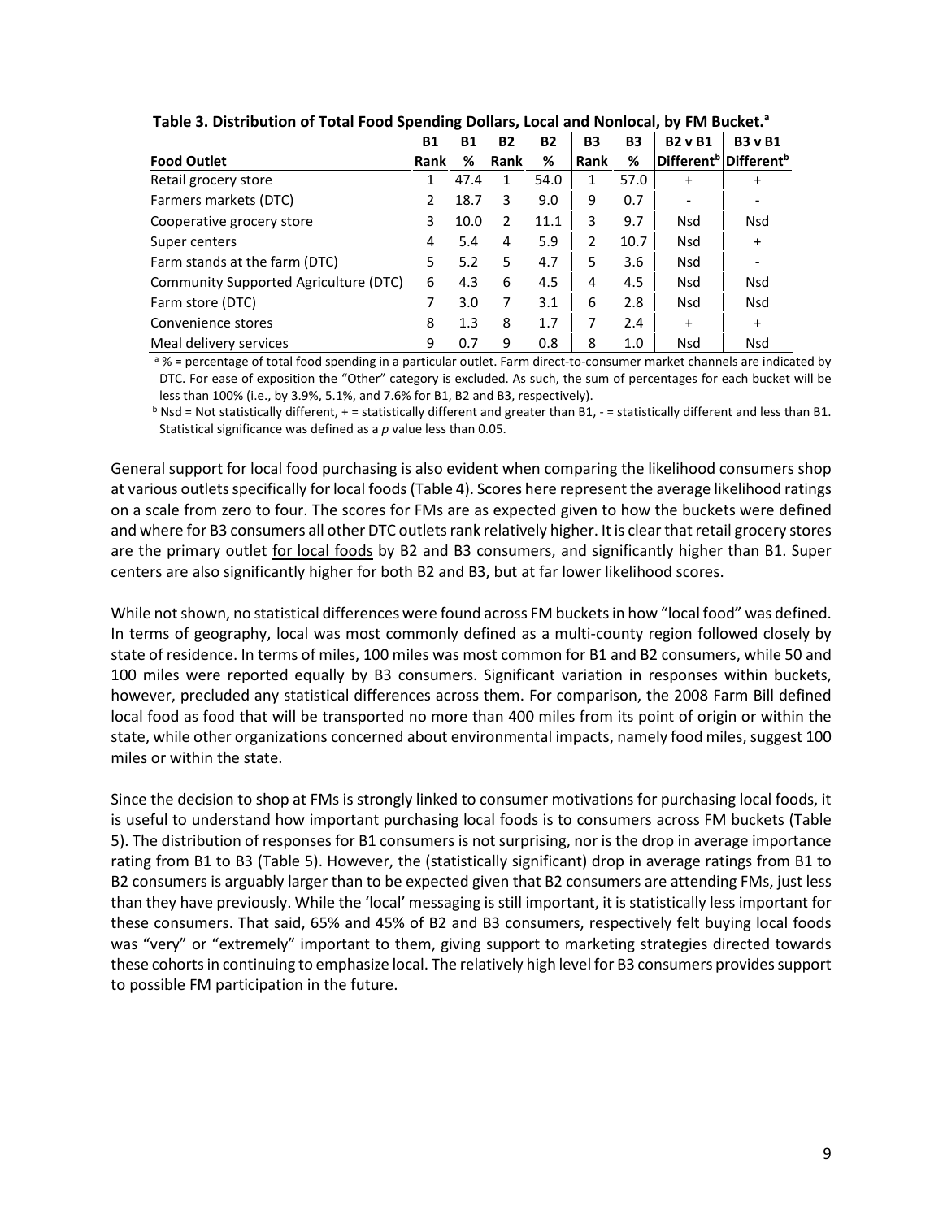**Table 3. Distribution of Total Food Spending Dollars, Local and Nonlocal, by FM Bucket.[a]**

| Food Outlet | B1 Rank | B1 % | B2 Rank | B2 % | B3 Rank | B3 % | B2 v B1 Different[b] | B3 v B1 Different[b] |
|---|---|---|---|---|---|---|---|---|
| Retail grocery store | 1 | 47.4 | 1 | 54.0 | 1 | 57.0 | + | + |
| Farmers markets (DTC) | 2 | 18.7 | 3 | 9.0 | 9 | 0.7 | - | - |
| Cooperative grocery store | 3 | 10.0 | 2 | 11.1 | 3 | 9.7 | Nsd | Nsd |
| Super centers | 4 | 5.4 | 4 | 5.9 | 2 | 10.7 | Nsd | + |
| Farm stands at the farm (DTC) | 5 | 5.2 | 5 | 4.7 | 5 | 3.6 | Nsd | - |
| Community Supported Agriculture (DTC) | 6 | 4.3 | 6 | 4.5 | 4 | 4.5 | Nsd | Nsd |
| Farm store (DTC) | 7 | 3.0 | 7 | 3.1 | 6 | 2.8 | Nsd | Nsd |
| Convenience stores | 8 | 1.3 | 8 | 1.7 | 7 | 2.4 | + | + |
| Meal delivery services | 9 | 0.7 | 9 | 0.8 | 8 | 1.0 | Nsd | Nsd |

[a] % = percentage of total food spending in a particular outlet. Farm direct-to-consumer market channels are indicated by DTC. For ease of exposition the "Other" category is excluded. As such, the sum of percentages for each bucket will be less than 100% (i.e., by 3.9%, 5.1%, and 7.6% for B1, B2 and B3, respectively).

[b] Nsd = Not statistically different, + = statistically different and greater than B1, - = statistically different and less than B1. Statistical significance was defined as a *p* value less than 0.05.

General support for local food purchasing is also evident when comparing the likelihood consumers shop at various outlets specifically for local foods (Table 4). Scores here represent the average likelihood ratings on a scale from zero to four. The scores for FMs are as expected given to how the buckets were defined and where for B3 consumers all other DTC outlets rank relatively higher. It is clear that retail grocery stores are the primary outlet <u>for local foods</u> by B2 and B3 consumers, and significantly higher than B1. Super centers are also significantly higher for both B2 and B3, but at far lower likelihood scores.

While not shown, no statistical differences were found across FM buckets in how "local food" was defined. In terms of geography, local was most commonly defined as a multi-county region followed closely by state of residence. In terms of miles, 100 miles was most common for B1 and B2 consumers, while 50 and 100 miles were reported equally by B3 consumers. Significant variation in responses within buckets, however, precluded any statistical differences across them. For comparison, the 2008 Farm Bill defined local food as food that will be transported no more than 400 miles from its point of origin or within the state, while other organizations concerned about environmental impacts, namely food miles, suggest 100 miles or within the state.

Since the decision to shop at FMs is strongly linked to consumer motivations for purchasing local foods, it is useful to understand how important purchasing local foods is to consumers across FM buckets (Table 5). The distribution of responses for B1 consumers is not surprising, nor is the drop in average importance rating from B1 to B3 (Table 5). However, the (statistically significant) drop in average ratings from B1 to B2 consumers is arguably larger than to be expected given that B2 consumers are attending FMs, just less than they have previously. While the 'local' messaging is still important, it is statistically less important for these consumers. That said, 65% and 45% of B2 and B3 consumers, respectively felt buying local foods was "very" or "extremely" important to them, giving support to marketing strategies directed towards these cohorts in continuing to emphasize local. The relatively high level for B3 consumers provides support to possible FM participation in the future.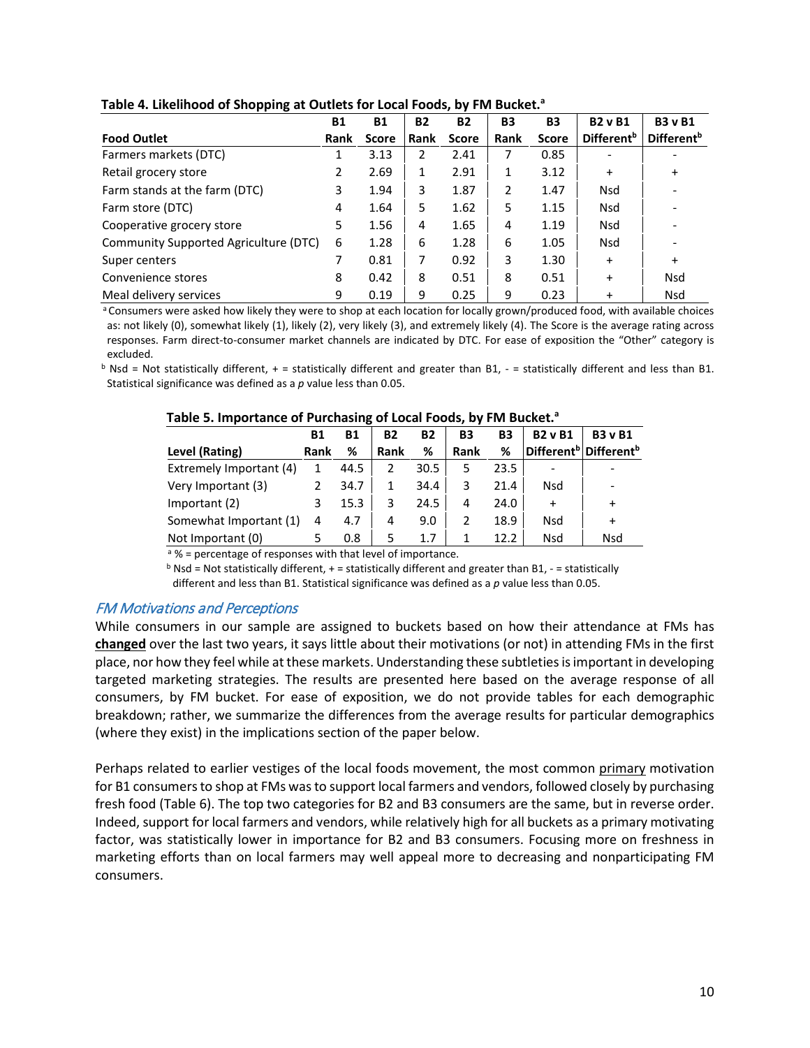**Table 4. Likelihood of Shopping at Outlets for Local Foods, by FM Bucket.[a]**

| Food Outlet | B1 Rank | B1 Score | B2 Rank | B2 Score | B3 Rank | B3 Score | B2 v B1 Different[b] | B3 v B1 Different[b] |
|---|---|---|---|---|---|---|---|---|
| Farmers markets (DTC) | 1 | 3.13 | 2 | 2.41 | 7 | 0.85 | - | - |
| Retail grocery store | 2 | 2.69 | 1 | 2.91 | 1 | 3.12 | + | + |
| Farm stands at the farm (DTC) | 3 | 1.94 | 3 | 1.87 | 2 | 1.47 | Nsd | - |
| Farm store (DTC) | 4 | 1.64 | 5 | 1.62 | 5 | 1.15 | Nsd | - |
| Cooperative grocery store | 5 | 1.56 | 4 | 1.65 | 4 | 1.19 | Nsd | - |
| Community Supported Agriculture (DTC) | 6 | 1.28 | 6 | 1.28 | 6 | 1.05 | Nsd | - |
| Super centers | 7 | 0.81 | 7 | 0.92 | 3 | 1.30 | + | + |
| Convenience stores | 8 | 0.42 | 8 | 0.51 | 8 | 0.51 | + | Nsd |
| Meal delivery services | 9 | 0.19 | 9 | 0.25 | 9 | 0.23 | + | Nsd |

[a] Consumers were asked how likely they were to shop at each location for locally grown/produced food, with available choices as: not likely (0), somewhat likely (1), likely (2), very likely (3), and extremely likely (4). The Score is the average rating across responses. Farm direct-to-consumer market channels are indicated by DTC. For ease of exposition the "Other" category is excluded.

[b] Nsd = Not statistically different, + = statistically different and greater than B1, - = statistically different and less than B1. Statistical significance was defined as a $p$ value less than 0.05.

**Table 5. Importance of Purchasing of Local Foods, by FM Bucket.[a]**

| Level (Rating) | B1 Rank | B1 % | B2 Rank | B2 % | B3 Rank | B3 % | B2 v B1 Different[b] | B3 v B1 Different[b] |
|---|---|---|---|---|---|---|---|---|
| Extremely Important (4) | 1 | 44.5 | 2 | 30.5 | 5 | 23.5 | - | - |
| Very Important (3) | 2 | 34.7 | 1 | 34.4 | 3 | 21.4 | Nsd | - |
| Important (2) | 3 | 15.3 | 3 | 24.5 | 4 | 24.0 | + | + |
| Somewhat Important (1) | 4 | 4.7 | 4 | 9.0 | 2 | 18.9 | Nsd | + |
| Not Important (0) | 5 | 0.8 | 5 | 1.7 | 1 | 12.2 | Nsd | Nsd |

[a] % = percentage of responses with that level of importance.

[b] Nsd = Not statistically different, + = statistically different and greater than B1, - = statistically different and less than B1. Statistical significance was defined as a $p$ value less than 0.05.

### *FM Motivations and Perceptions*

While consumers in our sample are assigned to buckets based on how their attendance at FMs has **changed** over the last two years, it says little about their motivations (or not) in attending FMs in the first place, nor how they feel while at these markets. Understanding these subtleties is important in developing targeted marketing strategies. The results are presented here based on the average response of all consumers, by FM bucket. For ease of exposition, we do not provide tables for each demographic breakdown; rather, we summarize the differences from the average results for particular demographics (where they exist) in the implications section of the paper below.

Perhaps related to earlier vestiges of the local foods movement, the most common primary motivation for B1 consumers to shop at FMs was to support local farmers and vendors, followed closely by purchasing fresh food (Table 6). The top two categories for B2 and B3 consumers are the same, but in reverse order. Indeed, support for local farmers and vendors, while relatively high for all buckets as a primary motivating factor, was statistically lower in importance for B2 and B3 consumers. Focusing more on freshness in marketing efforts than on local farmers may well appeal more to decreasing and nonparticipating FM consumers.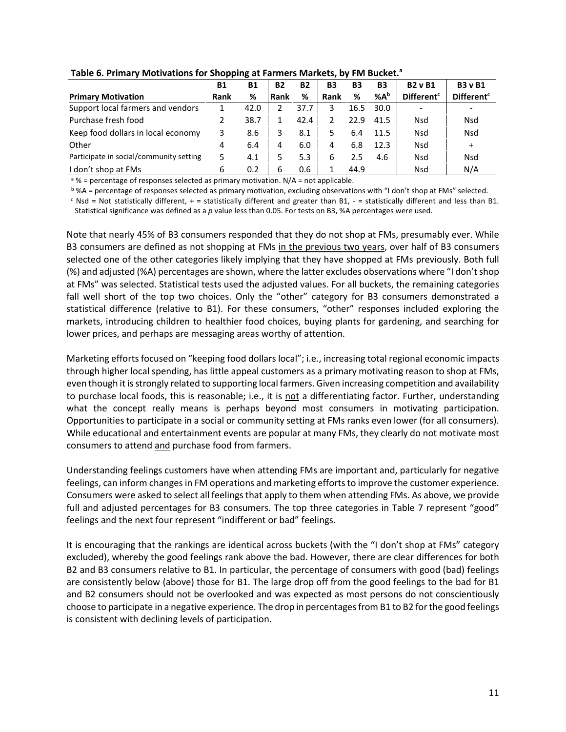**Table 6. Primary Motivations for Shopping at Farmers Markets, by FM Bucket.[a]**

| Primary Motivation | B1 Rank | B1 % | B2 Rank | B2 % | B3 Rank | B3 % | B3 %A[b] | B2 v B1 Different[c] | B3 v B1 Different[c] |
|---|---|---|---|---|---|---|---|---|---|
| Support local farmers and vendors | 1 | 42.0 | 2 | 37.7 | 3 | 16.5 | 30.0 | - | - |
| Purchase fresh food | 2 | 38.7 | 1 | 42.4 | 2 | 22.9 | 41.5 | Nsd | Nsd |
| Keep food dollars in local economy | 3 | 8.6 | 3 | 8.1 | 5 | 6.4 | 11.5 | Nsd | Nsd |
| Other | 4 | 6.4 | 4 | 6.0 | 4 | 6.8 | 12.3 | Nsd | + |
| Participate in social/community setting | 5 | 4.1 | 5 | 5.3 | 6 | 2.5 | 4.6 | Nsd | Nsd |
| I don't shop at FMs | 6 | 0.2 | 6 | 0.6 | 1 | 44.9 | | Nsd | N/A |

[a] % = percentage of responses selected as primary motivation. N/A = not applicable.

[b] %A = percentage of responses selected as primary motivation, excluding observations with "I don't shop at FMs" selected.

[c] Nsd = Not statistically different, + = statistically different and greater than B1, - = statistically different and less than B1. Statistical significance was defined as a *p* value less than 0.05. For tests on B3, %A percentages were used.

Note that nearly 45% of B3 consumers responded that they do not shop at FMs, presumably ever. While B3 consumers are defined as not shopping at FMs in the previous two years, over half of B3 consumers selected one of the other categories likely implying that they have shopped at FMs previously. Both full (%) and adjusted (%A) percentages are shown, where the latter excludes observations where "I don't shop at FMs" was selected. Statistical tests used the adjusted values. For all buckets, the remaining categories fall well short of the top two choices. Only the "other" category for B3 consumers demonstrated a statistical difference (relative to B1). For these consumers, "other" responses included exploring the markets, introducing children to healthier food choices, buying plants for gardening, and searching for lower prices, and perhaps are messaging areas worthy of attention.

Marketing efforts focused on "keeping food dollars local"; i.e., increasing total regional economic impacts through higher local spending, has little appeal customers as a primary motivating reason to shop at FMs, even though it is strongly related to supporting local farmers. Given increasing competition and availability to purchase local foods, this is reasonable; i.e., it is not a differentiating factor. Further, understanding what the concept really means is perhaps beyond most consumers in motivating participation. Opportunities to participate in a social or community setting at FMs ranks even lower (for all consumers). While educational and entertainment events are popular at many FMs, they clearly do not motivate most consumers to attend and purchase food from farmers.

Understanding feelings customers have when attending FMs are important and, particularly for negative feelings, can inform changes in FM operations and marketing efforts to improve the customer experience. Consumers were asked to select all feelings that apply to them when attending FMs. As above, we provide full and adjusted percentages for B3 consumers. The top three categories in Table 7 represent "good" feelings and the next four represent "indifferent or bad" feelings.

It is encouraging that the rankings are identical across buckets (with the "I don't shop at FMs" category excluded), whereby the good feelings rank above the bad. However, there are clear differences for both B2 and B3 consumers relative to B1. In particular, the percentage of consumers with good (bad) feelings are consistently below (above) those for B1. The large drop off from the good feelings to the bad for B1 and B2 consumers should not be overlooked and was expected as most persons do not conscientiously choose to participate in a negative experience. The drop in percentages from B1 to B2 for the good feelings is consistent with declining levels of participation.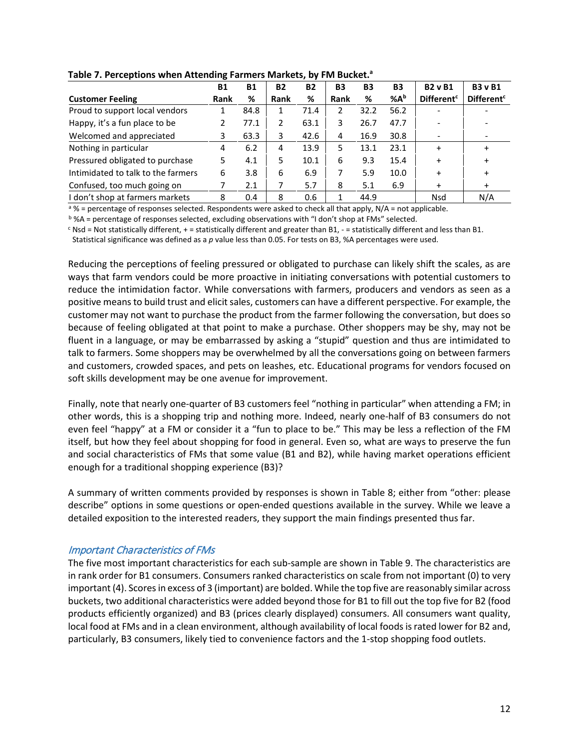**Table 7. Perceptions when Attending Farmers Markets, by FM Bucket.[a]**

| Customer Feeling | B1 Rank | B1 % | B2 Rank | B2 % | B3 Rank | B3 % | B3 %A[b] | B2 v B1 Different[c] | B3 v B1 Different[c] |
|---|---|---|---|---|---|---|---|---|---|
| Proud to support local vendors | 1 | 84.8 | 1 | 71.4 | 2 | 32.2 | 56.2 | - | - |
| Happy, it's a fun place to be | 2 | 77.1 | 2 | 63.1 | 3 | 26.7 | 47.7 | - | - |
| Welcomed and appreciated | 3 | 63.3 | 3 | 42.6 | 4 | 16.9 | 30.8 | - | - |
| Nothing in particular | 4 | 6.2 | 4 | 13.9 | 5 | 13.1 | 23.1 | + | + |
| Pressured obligated to purchase | 5 | 4.1 | 5 | 10.1 | 6 | 9.3 | 15.4 | + | + |
| Intimidated to talk to the farmers | 6 | 3.8 | 6 | 6.9 | 7 | 5.9 | 10.0 | + | + |
| Confused, too much going on | 7 | 2.1 | 7 | 5.7 | 8 | 5.1 | 6.9 | + | + |
| I don't shop at farmers markets | 8 | 0.4 | 8 | 0.6 | 1 | 44.9 | | Nsd | N/A |

[a] % = percentage of responses selected. Respondents were asked to check all that apply, N/A = not applicable.
[b] %A = percentage of responses selected, excluding observations with "I don't shop at FMs" selected.
[c] Nsd = Not statistically different, + = statistically different and greater than B1, - = statistically different and less than B1. Statistical significance was defined as a *p* value less than 0.05. For tests on B3, %A percentages were used.

Reducing the perceptions of feeling pressured or obligated to purchase can likely shift the scales, as are ways that farm vendors could be more proactive in initiating conversations with potential customers to reduce the intimidation factor. While conversations with farmers, producers and vendors as seen as a positive means to build trust and elicit sales, customers can have a different perspective. For example, the customer may not want to purchase the product from the farmer following the conversation, but does so because of feeling obligated at that point to make a purchase. Other shoppers may be shy, may not be fluent in a language, or may be embarrassed by asking a "stupid" question and thus are intimidated to talk to farmers. Some shoppers may be overwhelmed by all the conversations going on between farmers and customers, crowded spaces, and pets on leashes, etc. Educational programs for vendors focused on soft skills development may be one avenue for improvement.

Finally, note that nearly one-quarter of B3 customers feel "nothing in particular" when attending a FM; in other words, this is a shopping trip and nothing more. Indeed, nearly one-half of B3 consumers do not even feel "happy" at a FM or consider it a "fun to place to be." This may be less a reflection of the FM itself, but how they feel about shopping for food in general. Even so, what are ways to preserve the fun and social characteristics of FMs that some value (B1 and B2), while having market operations efficient enough for a traditional shopping experience (B3)?

A summary of written comments provided by responses is shown in Table 8; either from "other: please describe" options in some questions or open-ended questions available in the survey. While we leave a detailed exposition to the interested readers, they support the main findings presented thus far.

### *Important Characteristics of FMs*

The five most important characteristics for each sub-sample are shown in Table 9. The characteristics are in rank order for B1 consumers. Consumers ranked characteristics on scale from not important (0) to very important (4). Scores in excess of 3 (important) are bolded. While the top five are reasonably similar across buckets, two additional characteristics were added beyond those for B1 to fill out the top five for B2 (food products efficiently organized) and B3 (prices clearly displayed) consumers. All consumers want quality, local food at FMs and in a clean environment, although availability of local foods is rated lower for B2 and, particularly, B3 consumers, likely tied to convenience factors and the 1-stop shopping food outlets.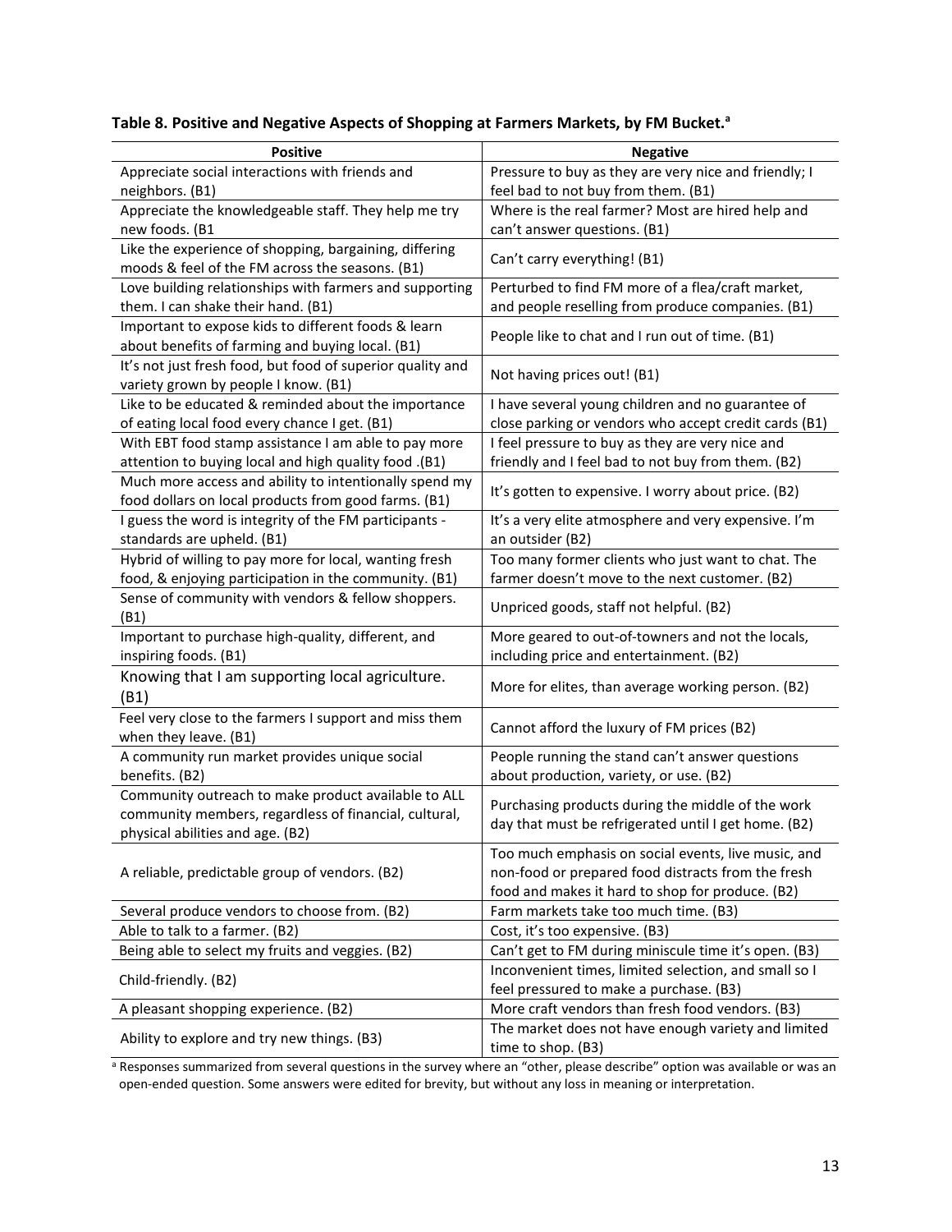**Table 8. Positive and Negative Aspects of Shopping at Farmers Markets, by FM Bucket.**[a]

| Positive | Negative |
|---|---|
| Appreciate social interactions with friends and neighbors. (B1) | Pressure to buy as they are very nice and friendly; I feel bad to not buy from them. (B1) |
| Appreciate the knowledgeable staff. They help me try new foods. (B1 | Where is the real farmer? Most are hired help and can't answer questions. (B1) |
| Like the experience of shopping, bargaining, differing moods & feel of the FM across the seasons. (B1) | Can't carry everything! (B1) |
| Love building relationships with farmers and supporting them. I can shake their hand. (B1) | Perturbed to find FM more of a flea/craft market, and people reselling from produce companies. (B1) |
| Important to expose kids to different foods & learn about benefits of farming and buying local. (B1) | People like to chat and I run out of time. (B1) |
| It's not just fresh food, but food of superior quality and variety grown by people I know. (B1) | Not having prices out! (B1) |
| Like to be educated & reminded about the importance of eating local food every chance I get. (B1) | I have several young children and no guarantee of close parking or vendors who accept credit cards (B1) |
| With EBT food stamp assistance I am able to pay more attention to buying local and high quality food .(B1) | I feel pressure to buy as they are very nice and friendly and I feel bad to not buy from them. (B2) |
| Much more access and ability to intentionally spend my food dollars on local products from good farms. (B1) | It's gotten to expensive. I worry about price. (B2) |
| I guess the word is integrity of the FM participants - standards are upheld. (B1) | It's a very elite atmosphere and very expensive. I'm an outsider (B2) |
| Hybrid of willing to pay more for local, wanting fresh food, & enjoying participation in the community. (B1) | Too many former clients who just want to chat. The farmer doesn't move to the next customer. (B2) |
| Sense of community with vendors & fellow shoppers. (B1) | Unpriced goods, staff not helpful. (B2) |
| Important to purchase high-quality, different, and inspiring foods. (B1) | More geared to out-of-towners and not the locals, including price and entertainment. (B2) |
| Knowing that I am supporting local agriculture. (B1) | More for elites, than average working person. (B2) |
| Feel very close to the farmers I support and miss them when they leave. (B1) | Cannot afford the luxury of FM prices (B2) |
| A community run market provides unique social benefits. (B2) | People running the stand can't answer questions about production, variety, or use. (B2) |
| Community outreach to make product available to ALL community members, regardless of financial, cultural, physical abilities and age. (B2) | Purchasing products during the middle of the work day that must be refrigerated until I get home. (B2) |
| A reliable, predictable group of vendors. (B2) | Too much emphasis on social events, live music, and non-food or prepared food distracts from the fresh food and makes it hard to shop for produce. (B2) |
| Several produce vendors to choose from. (B2) | Farm markets take too much time. (B3) |
| Able to talk to a farmer. (B2) | Cost, it's too expensive. (B3) |
| Being able to select my fruits and veggies. (B2) | Can't get to FM during miniscule time it's open. (B3) |
| Child-friendly. (B2) | Inconvenient times, limited selection, and small so I feel pressured to make a purchase. (B3) |
| A pleasant shopping experience. (B2) | More craft vendors than fresh food vendors. (B3) |
| Ability to explore and try new things. (B3) | The market does not have enough variety and limited time to shop. (B3) |

[a] Responses summarized from several questions in the survey where an "other, please describe" option was available or was an open-ended question. Some answers were edited for brevity, but without any loss in meaning or interpretation.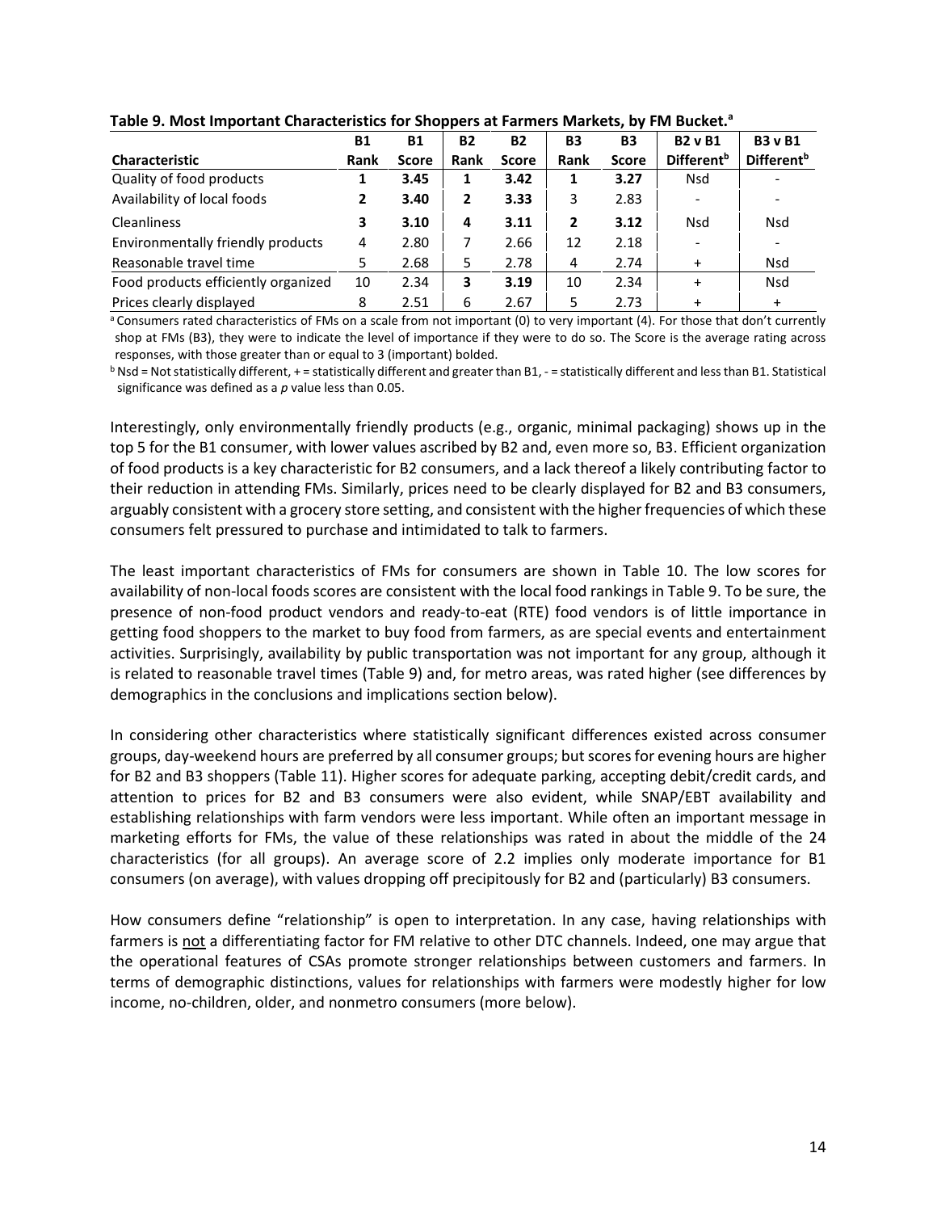**Table 9. Most Important Characteristics for Shoppers at Farmers Markets, by FM Bucket.[a]**

| Characteristic | B1 Rank | B1 Score | B2 Rank | B2 Score | B3 Rank | B3 Score | B2 v B1 Different[b] | B3 v B1 Different[b] |
|---|---|---|---|---|---|---|---|---|
| Quality of food products | **1** | **3.45** | **1** | **3.42** | **1** | **3.27** | Nsd | - |
| Availability of local foods | **2** | **3.40** | **2** | **3.33** | 3 | 2.83 | - | - |
| Cleanliness | **3** | **3.10** | **4** | **3.11** | **2** | **3.12** | Nsd | Nsd |
| Environmentally friendly products | 4 | 2.80 | 7 | 2.66 | 12 | 2.18 | - | - |
| Reasonable travel time | 5 | 2.68 | 5 | 2.78 | 4 | 2.74 | + | Nsd |
| Food products efficiently organized | 10 | 2.34 | **3** | **3.19** | 10 | 2.34 | + | Nsd |
| Prices clearly displayed | 8 | 2.51 | 6 | 2.67 | 5 | 2.73 | + | + |

[a] Consumers rated characteristics of FMs on a scale from not important (0) to very important (4). For those that don't currently shop at FMs (B3), they were to indicate the level of importance if they were to do so. The Score is the average rating across responses, with those greater than or equal to 3 (important) bolded.

[b] Nsd = Not statistically different, + = statistically different and greater than B1, - = statistically different and less than B1. Statistical significance was defined as a *p* value less than 0.05.

Interestingly, only environmentally friendly products (e.g., organic, minimal packaging) shows up in the top 5 for the B1 consumer, with lower values ascribed by B2 and, even more so, B3. Efficient organization of food products is a key characteristic for B2 consumers, and a lack thereof a likely contributing factor to their reduction in attending FMs. Similarly, prices need to be clearly displayed for B2 and B3 consumers, arguably consistent with a grocery store setting, and consistent with the higher frequencies of which these consumers felt pressured to purchase and intimidated to talk to farmers.

The least important characteristics of FMs for consumers are shown in Table 10. The low scores for availability of non-local foods scores are consistent with the local food rankings in Table 9. To be sure, the presence of non-food product vendors and ready-to-eat (RTE) food vendors is of little importance in getting food shoppers to the market to buy food from farmers, as are special events and entertainment activities. Surprisingly, availability by public transportation was not important for any group, although it is related to reasonable travel times (Table 9) and, for metro areas, was rated higher (see differences by demographics in the conclusions and implications section below).

In considering other characteristics where statistically significant differences existed across consumer groups, day-weekend hours are preferred by all consumer groups; but scores for evening hours are higher for B2 and B3 shoppers (Table 11). Higher scores for adequate parking, accepting debit/credit cards, and attention to prices for B2 and B3 consumers were also evident, while SNAP/EBT availability and establishing relationships with farm vendors were less important. While often an important message in marketing efforts for FMs, the value of these relationships was rated in about the middle of the 24 characteristics (for all groups). An average score of 2.2 implies only moderate importance for B1 consumers (on average), with values dropping off precipitously for B2 and (particularly) B3 consumers.

How consumers define "relationship" is open to interpretation. In any case, having relationships with farmers is not a differentiating factor for FM relative to other DTC channels. Indeed, one may argue that the operational features of CSAs promote stronger relationships between customers and farmers. In terms of demographic distinctions, values for relationships with farmers were modestly higher for low income, no-children, older, and nonmetro consumers (more below).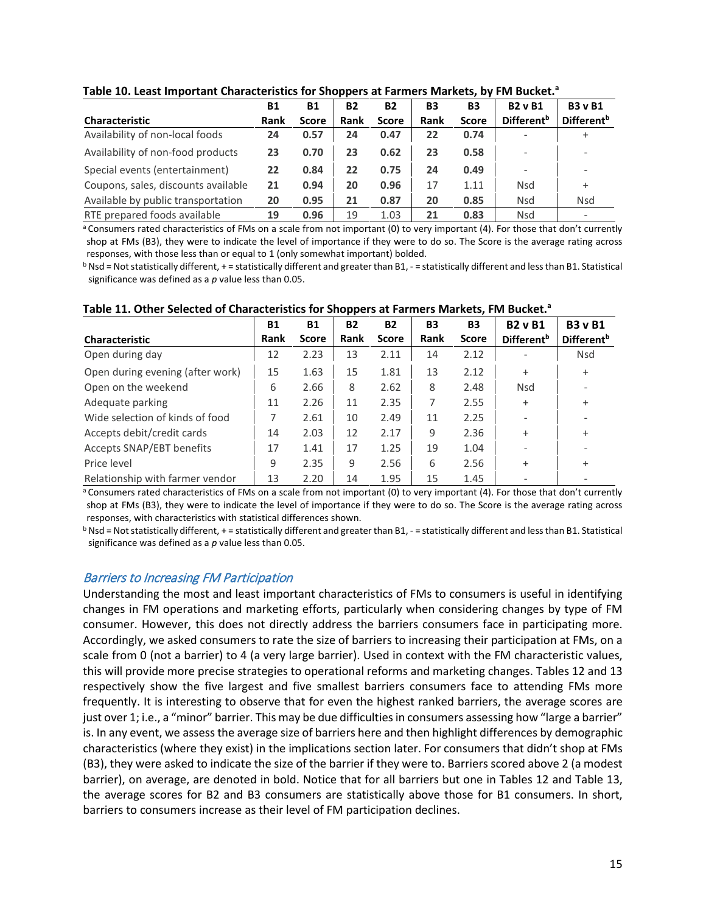**Table 10. Least Important Characteristics for Shoppers at Farmers Markets, by FM Bucket.[a]**

| Characteristic | B1 Rank | B1 Score | B2 Rank | B2 Score | B3 Rank | B3 Score | B2 v B1 Different[b] | B3 v B1 Different[b] |
|---|---|---|---|---|---|---|---|---|
| Availability of non-local foods | **24** | **0.57** | **24** | **0.47** | **22** | **0.74** | - | + |
| Availability of non-food products | **23** | **0.70** | **23** | **0.62** | **23** | **0.58** | - | - |
| Special events (entertainment) | **22** | **0.84** | **22** | **0.75** | **24** | **0.49** | - | - |
| Coupons, sales, discounts available | **21** | **0.94** | **20** | **0.96** | 17 | 1.11 | Nsd | + |
| Available by public transportation | **20** | **0.95** | **21** | **0.87** | **20** | **0.85** | Nsd | Nsd |
| RTE prepared foods available | **19** | **0.96** | 19 | 1.03 | **21** | **0.83** | Nsd | - |

[a] Consumers rated characteristics of FMs on a scale from not important (0) to very important (4). For those that don't currently shop at FMs (B3), they were to indicate the level of importance if they were to do so. The Score is the average rating across responses, with those less than or equal to 1 (only somewhat important) bolded.

[b] Nsd = Not statistically different, + = statistically different and greater than B1, - = statistically different and less than B1. Statistical significance was defined as a $p$ value less than 0.05.

**Table 11. Other Selected of Characteristics for Shoppers at Farmers Markets, FM Bucket.[a]**

| Characteristic | B1 Rank | B1 Score | B2 Rank | B2 Score | B3 Rank | B3 Score | B2 v B1 Different[b] | B3 v B1 Different[b] |
|---|---|---|---|---|---|---|---|---|
| Open during day | 12 | 2.23 | 13 | 2.11 | 14 | 2.12 | - | Nsd |
| Open during evening (after work) | 15 | 1.63 | 15 | 1.81 | 13 | 2.12 | + | + |
| Open on the weekend | 6 | 2.66 | 8 | 2.62 | 8 | 2.48 | Nsd | - |
| Adequate parking | 11 | 2.26 | 11 | 2.35 | 7 | 2.55 | + | + |
| Wide selection of kinds of food | 7 | 2.61 | 10 | 2.49 | 11 | 2.25 | - | - |
| Accepts debit/credit cards | 14 | 2.03 | 12 | 2.17 | 9 | 2.36 | + | + |
| Accepts SNAP/EBT benefits | 17 | 1.41 | 17 | 1.25 | 19 | 1.04 | - | - |
| Price level | 9 | 2.35 | 9 | 2.56 | 6 | 2.56 | + | + |
| Relationship with farmer vendor | 13 | 2.20 | 14 | 1.95 | 15 | 1.45 | - | - |

[a] Consumers rated characteristics of FMs on a scale from not important (0) to very important (4). For those that don't currently shop at FMs (B3), they were to indicate the level of importance if they were to do so. The Score is the average rating across responses, with characteristics with statistical differences shown.

[b] Nsd = Not statistically different, + = statistically different and greater than B1, - = statistically different and less than B1. Statistical significance was defined as a $p$ value less than 0.05.

### *Barriers to Increasing FM Participation*

Understanding the most and least important characteristics of FMs to consumers is useful in identifying changes in FM operations and marketing efforts, particularly when considering changes by type of FM consumer. However, this does not directly address the barriers consumers face in participating more. Accordingly, we asked consumers to rate the size of barriers to increasing their participation at FMs, on a scale from 0 (not a barrier) to 4 (a very large barrier). Used in context with the FM characteristic values, this will provide more precise strategies to operational reforms and marketing changes. Tables 12 and 13 respectively show the five largest and five smallest barriers consumers face to attending FMs more frequently. It is interesting to observe that for even the highest ranked barriers, the average scores are just over 1; i.e., a "minor" barrier. This may be due difficulties in consumers assessing how "large a barrier" is. In any event, we assess the average size of barriers here and then highlight differences by demographic characteristics (where they exist) in the implications section later. For consumers that didn't shop at FMs (B3), they were asked to indicate the size of the barrier if they were to. Barriers scored above 2 (a modest barrier), on average, are denoted in bold. Notice that for all barriers but one in Tables 12 and Table 13, the average scores for B2 and B3 consumers are statistically above those for B1 consumers. In short, barriers to consumers increase as their level of FM participation declines.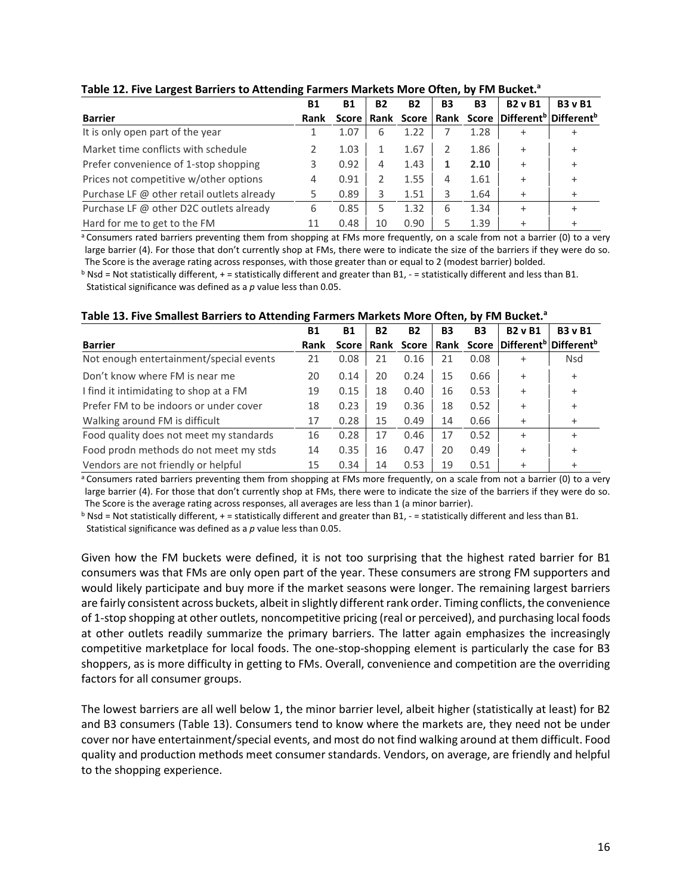**Table 12. Five Largest Barriers to Attending Farmers Markets More Often, by FM Bucket.[a]**

| Barrier | B1 Rank | B1 Score | B2 Rank | B2 Score | B3 Rank | B3 Score | B2 v B1 Different[b] | B3 v B1 Different[b] |
|---|---|---|---|---|---|---|---|---|
| It is only open part of the year | 1 | 1.07 | 6 | 1.22 | 7 | 1.28 | + | + |
| Market time conflicts with schedule | 2 | 1.03 | 1 | 1.67 | 2 | 1.86 | + | + |
| Prefer convenience of 1-stop shopping | 3 | 0.92 | 4 | 1.43 | **1** | **2.10** | + | + |
| Prices not competitive w/other options | 4 | 0.91 | 2 | 1.55 | 4 | 1.61 | + | + |
| Purchase LF @ other retail outlets already | 5 | 0.89 | 3 | 1.51 | 3 | 1.64 | + | + |
| Purchase LF @ other D2C outlets already | 6 | 0.85 | 5 | 1.32 | 6 | 1.34 | + | + |
| Hard for me to get to the FM | 11 | 0.48 | 10 | 0.90 | 5 | 1.39 | + | + |

[a] Consumers rated barriers preventing them from shopping at FMs more frequently, on a scale from not a barrier (0) to a very large barrier (4). For those that don't currently shop at FMs, there were to indicate the size of the barriers if they were do so. The Score is the average rating across responses, with those greater than or equal to 2 (modest barrier) bolded.

[b] Nsd = Not statistically different, + = statistically different and greater than B1, - = statistically different and less than B1. Statistical significance was defined as a *p* value less than 0.05.

**Table 13. Five Smallest Barriers to Attending Farmers Markets More Often, by FM Bucket.[a]**

| Barrier | B1 Rank | B1 Score | B2 Rank | B2 Score | B3 Rank | B3 Score | B2 v B1 Different[b] | B3 v B1 Different[b] |
|---|---|---|---|---|---|---|---|---|
| Not enough entertainment/special events | 21 | 0.08 | 21 | 0.16 | 21 | 0.08 | + | Nsd |
| Don't know where FM is near me | 20 | 0.14 | 20 | 0.24 | 15 | 0.66 | + | + |
| I find it intimidating to shop at a FM | 19 | 0.15 | 18 | 0.40 | 16 | 0.53 | + | + |
| Prefer FM to be indoors or under cover | 18 | 0.23 | 19 | 0.36 | 18 | 0.52 | + | + |
| Walking around FM is difficult | 17 | 0.28 | 15 | 0.49 | 14 | 0.66 | + | + |
| Food quality does not meet my standards | 16 | 0.28 | 17 | 0.46 | 17 | 0.52 | + | + |
| Food prodn methods do not meet my stds | 14 | 0.35 | 16 | 0.47 | 20 | 0.49 | + | + |
| Vendors are not friendly or helpful | 15 | 0.34 | 14 | 0.53 | 19 | 0.51 | + | + |

[a] Consumers rated barriers preventing them from shopping at FMs more frequently, on a scale from not a barrier (0) to a very large barrier (4). For those that don't currently shop at FMs, there were to indicate the size of the barriers if they were do so. The Score is the average rating across responses, all averages are less than 1 (a minor barrier).

[b] Nsd = Not statistically different, + = statistically different and greater than B1, - = statistically different and less than B1. Statistical significance was defined as a *p* value less than 0.05.

Given how the FM buckets were defined, it is not too surprising that the highest rated barrier for B1 consumers was that FMs are only open part of the year. These consumers are strong FM supporters and would likely participate and buy more if the market seasons were longer. The remaining largest barriers are fairly consistent across buckets, albeit in slightly different rank order. Timing conflicts, the convenience of 1-stop shopping at other outlets, noncompetitive pricing (real or perceived), and purchasing local foods at other outlets readily summarize the primary barriers. The latter again emphasizes the increasingly competitive marketplace for local foods. The one-stop-shopping element is particularly the case for B3 shoppers, as is more difficulty in getting to FMs. Overall, convenience and competition are the overriding factors for all consumer groups.

The lowest barriers are all well below 1, the minor barrier level, albeit higher (statistically at least) for B2 and B3 consumers (Table 13). Consumers tend to know where the markets are, they need not be under cover nor have entertainment/special events, and most do not find walking around at them difficult. Food quality and production methods meet consumer standards. Vendors, on average, are friendly and helpful to the shopping experience.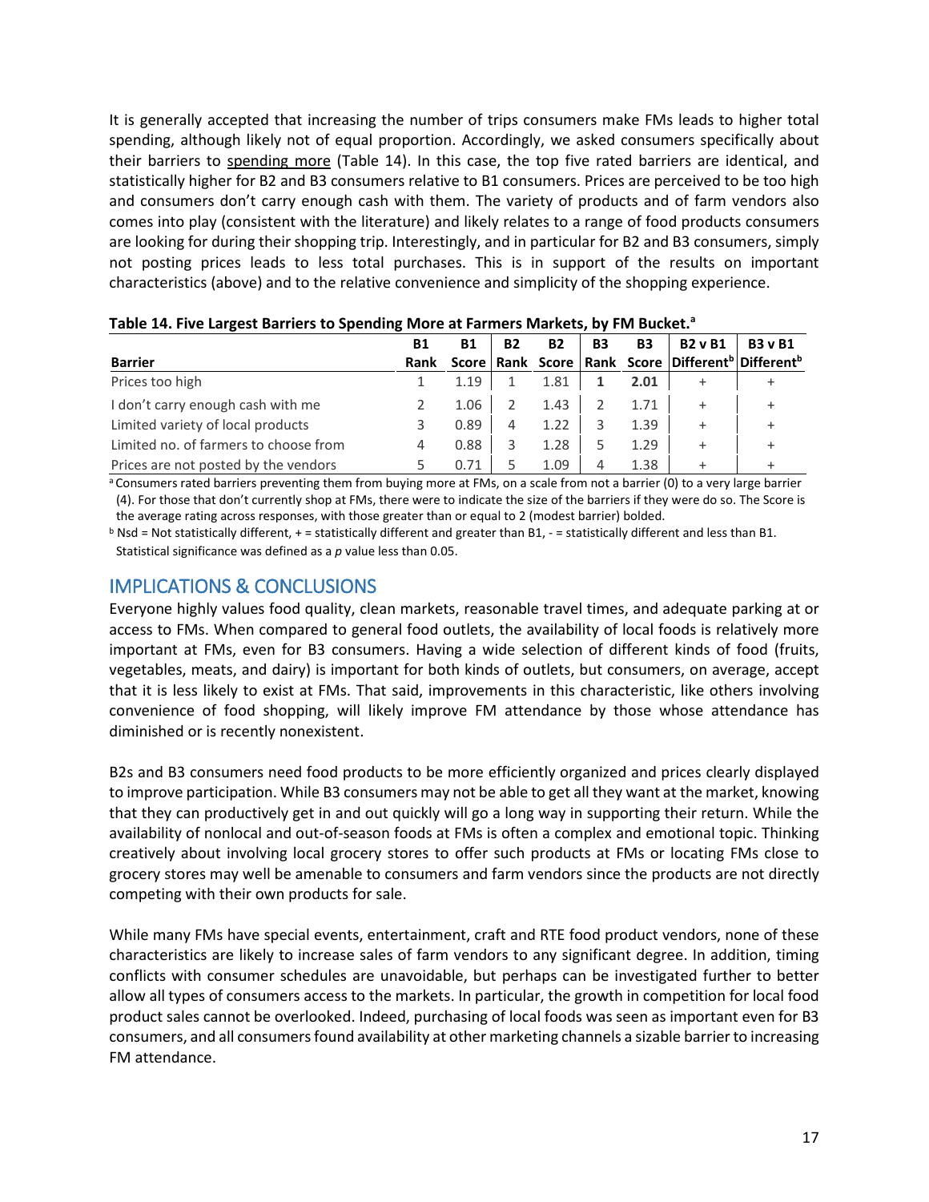It is generally accepted that increasing the number of trips consumers make FMs leads to higher total spending, although likely not of equal proportion. Accordingly, we asked consumers specifically about their barriers to spending more (Table 14). In this case, the top five rated barriers are identical, and statistically higher for B2 and B3 consumers relative to B1 consumers. Prices are perceived to be too high and consumers don't carry enough cash with them. The variety of products and of farm vendors also comes into play (consistent with the literature) and likely relates to a range of food products consumers are looking for during their shopping trip. Interestingly, and in particular for B2 and B3 consumers, simply not posting prices leads to less total purchases. This is in support of the results on important characteristics (above) and to the relative convenience and simplicity of the shopping experience.

**Table 14. Five Largest Barriers to Spending More at Farmers Markets, by FM Bucket.**[a]

| Barrier | B1 Rank | B1 Score | B2 Rank | B2 Score | B3 Rank | B3 Score | B2 v B1 Different[b] | B3 v B1 Different[b] |
|---|---|---|---|---|---|---|---|---|
| Prices too high | 1 | 1.19 | 1 | 1.81 | 1 | **2.01** | + | + |
| I don't carry enough cash with me | 2 | 1.06 | 2 | 1.43 | 2 | 1.71 | + | + |
| Limited variety of local products | 3 | 0.89 | 4 | 1.22 | 3 | 1.39 | + | + |
| Limited no. of farmers to choose from | 4 | 0.88 | 3 | 1.28 | 5 | 1.29 | + | + |
| Prices are not posted by the vendors | 5 | 0.71 | 5 | 1.09 | 4 | 1.38 | + | + |

[a] Consumers rated barriers preventing them from buying more at FMs, on a scale from not a barrier (0) to a very large barrier (4). For those that don't currently shop at FMs, there were to indicate the size of the barriers if they were do so. The Score is the average rating across responses, with those greater than or equal to 2 (modest barrier) bolded.

[b] Nsd = Not statistically different, + = statistically different and greater than B1, - = statistically different and less than B1. Statistical significance was defined as a *p* value less than 0.05.

## IMPLICATIONS & CONCLUSIONS

Everyone highly values food quality, clean markets, reasonable travel times, and adequate parking at or access to FMs. When compared to general food outlets, the availability of local foods is relatively more important at FMs, even for B3 consumers. Having a wide selection of different kinds of food (fruits, vegetables, meats, and dairy) is important for both kinds of outlets, but consumers, on average, accept that it is less likely to exist at FMs. That said, improvements in this characteristic, like others involving convenience of food shopping, will likely improve FM attendance by those whose attendance has diminished or is recently nonexistent.

B2s and B3 consumers need food products to be more efficiently organized and prices clearly displayed to improve participation. While B3 consumers may not be able to get all they want at the market, knowing that they can productively get in and out quickly will go a long way in supporting their return. While the availability of nonlocal and out-of-season foods at FMs is often a complex and emotional topic. Thinking creatively about involving local grocery stores to offer such products at FMs or locating FMs close to grocery stores may well be amenable to consumers and farm vendors since the products are not directly competing with their own products for sale.

While many FMs have special events, entertainment, craft and RTE food product vendors, none of these characteristics are likely to increase sales of farm vendors to any significant degree. In addition, timing conflicts with consumer schedules are unavoidable, but perhaps can be investigated further to better allow all types of consumers access to the markets. In particular, the growth in competition for local food product sales cannot be overlooked. Indeed, purchasing of local foods was seen as important even for B3 consumers, and all consumers found availability at other marketing channels a sizable barrier to increasing FM attendance.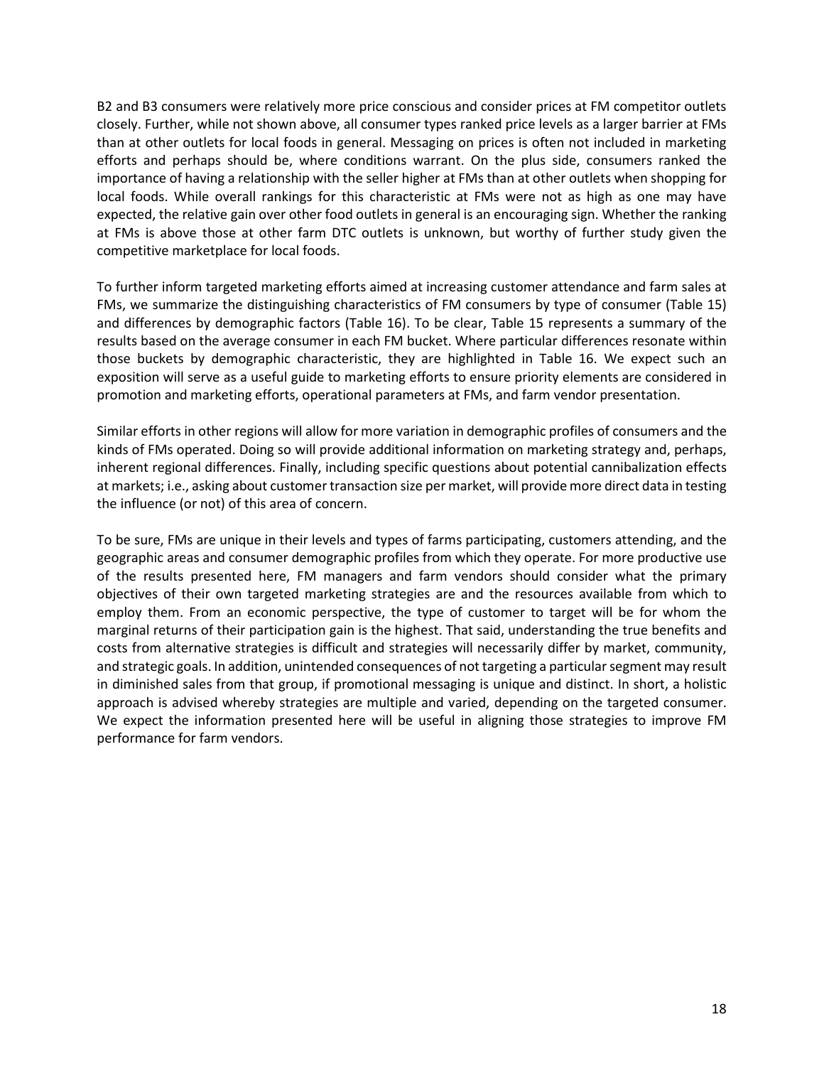B2 and B3 consumers were relatively more price conscious and consider prices at FM competitor outlets closely. Further, while not shown above, all consumer types ranked price levels as a larger barrier at FMs than at other outlets for local foods in general. Messaging on prices is often not included in marketing efforts and perhaps should be, where conditions warrant. On the plus side, consumers ranked the importance of having a relationship with the seller higher at FMs than at other outlets when shopping for local foods. While overall rankings for this characteristic at FMs were not as high as one may have expected, the relative gain over other food outlets in general is an encouraging sign. Whether the ranking at FMs is above those at other farm DTC outlets is unknown, but worthy of further study given the competitive marketplace for local foods.

To further inform targeted marketing efforts aimed at increasing customer attendance and farm sales at FMs, we summarize the distinguishing characteristics of FM consumers by type of consumer (Table 15) and differences by demographic factors (Table 16). To be clear, Table 15 represents a summary of the results based on the average consumer in each FM bucket. Where particular differences resonate within those buckets by demographic characteristic, they are highlighted in Table 16. We expect such an exposition will serve as a useful guide to marketing efforts to ensure priority elements are considered in promotion and marketing efforts, operational parameters at FMs, and farm vendor presentation.

Similar efforts in other regions will allow for more variation in demographic profiles of consumers and the kinds of FMs operated. Doing so will provide additional information on marketing strategy and, perhaps, inherent regional differences. Finally, including specific questions about potential cannibalization effects at markets; i.e., asking about customer transaction size per market, will provide more direct data in testing the influence (or not) of this area of concern.

To be sure, FMs are unique in their levels and types of farms participating, customers attending, and the geographic areas and consumer demographic profiles from which they operate. For more productive use of the results presented here, FM managers and farm vendors should consider what the primary objectives of their own targeted marketing strategies are and the resources available from which to employ them. From an economic perspective, the type of customer to target will be for whom the marginal returns of their participation gain is the highest. That said, understanding the true benefits and costs from alternative strategies is difficult and strategies will necessarily differ by market, community, and strategic goals. In addition, unintended consequences of not targeting a particular segment may result in diminished sales from that group, if promotional messaging is unique and distinct. In short, a holistic approach is advised whereby strategies are multiple and varied, depending on the targeted consumer. We expect the information presented here will be useful in aligning those strategies to improve FM performance for farm vendors.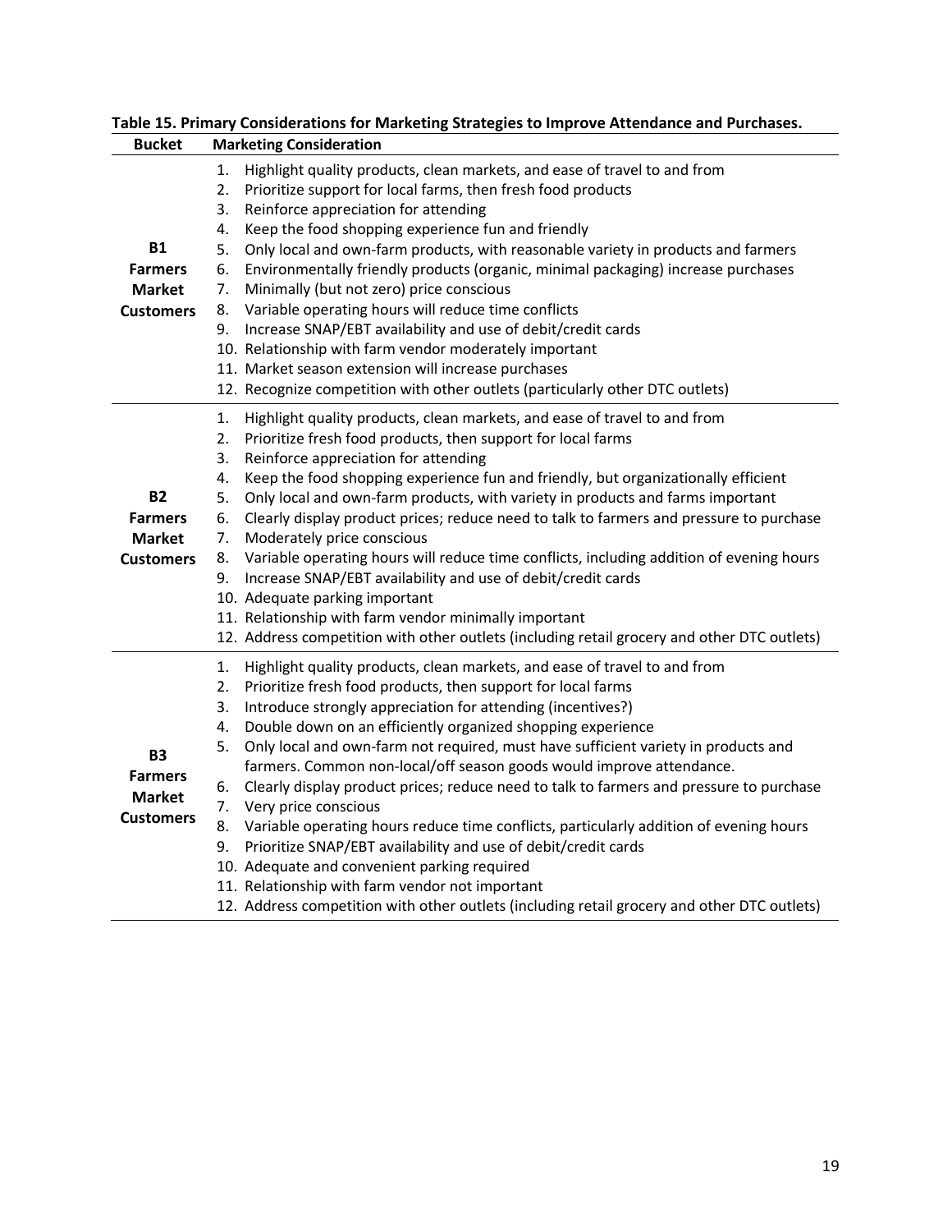**Table 15. Primary Considerations for Marketing Strategies to Improve Attendance and Purchases.**

| Bucket | Marketing Consideration |
|---|---|
| **B1 Farmers Market Customers** | 1. Highlight quality products, clean markets, and ease of travel to and from<br>2. Prioritize support for local farms, then fresh food products<br>3. Reinforce appreciation for attending<br>4. Keep the food shopping experience fun and friendly<br>5. Only local and own-farm products, with reasonable variety in products and farmers<br>6. Environmentally friendly products (organic, minimal packaging) increase purchases<br>7. Minimally (but not zero) price conscious<br>8. Variable operating hours will reduce time conflicts<br>9. Increase SNAP/EBT availability and use of debit/credit cards<br>10. Relationship with farm vendor moderately important<br>11. Market season extension will increase purchases<br>12. Recognize competition with other outlets (particularly other DTC outlets) |
| **B2 Farmers Market Customers** | 1. Highlight quality products, clean markets, and ease of travel to and from<br>2. Prioritize fresh food products, then support for local farms<br>3. Reinforce appreciation for attending<br>4. Keep the food shopping experience fun and friendly, but organizationally efficient<br>5. Only local and own-farm products, with variety in products and farms important<br>6. Clearly display product prices; reduce need to talk to farmers and pressure to purchase<br>7. Moderately price conscious<br>8. Variable operating hours will reduce time conflicts, including addition of evening hours<br>9. Increase SNAP/EBT availability and use of debit/credit cards<br>10. Adequate parking important<br>11. Relationship with farm vendor minimally important<br>12. Address competition with other outlets (including retail grocery and other DTC outlets) |
| **B3 Farmers Market Customers** | 1. Highlight quality products, clean markets, and ease of travel to and from<br>2. Prioritize fresh food products, then support for local farms<br>3. Introduce strongly appreciation for attending (incentives?)<br>4. Double down on an efficiently organized shopping experience<br>5. Only local and own-farm not required, must have sufficient variety in products and farmers. Common non-local/off season goods would improve attendance.<br>6. Clearly display product prices; reduce need to talk to farmers and pressure to purchase<br>7. Very price conscious<br>8. Variable operating hours reduce time conflicts, particularly addition of evening hours<br>9. Prioritize SNAP/EBT availability and use of debit/credit cards<br>10. Adequate and convenient parking required<br>11. Relationship with farm vendor not important<br>12. Address competition with other outlets (including retail grocery and other DTC outlets) |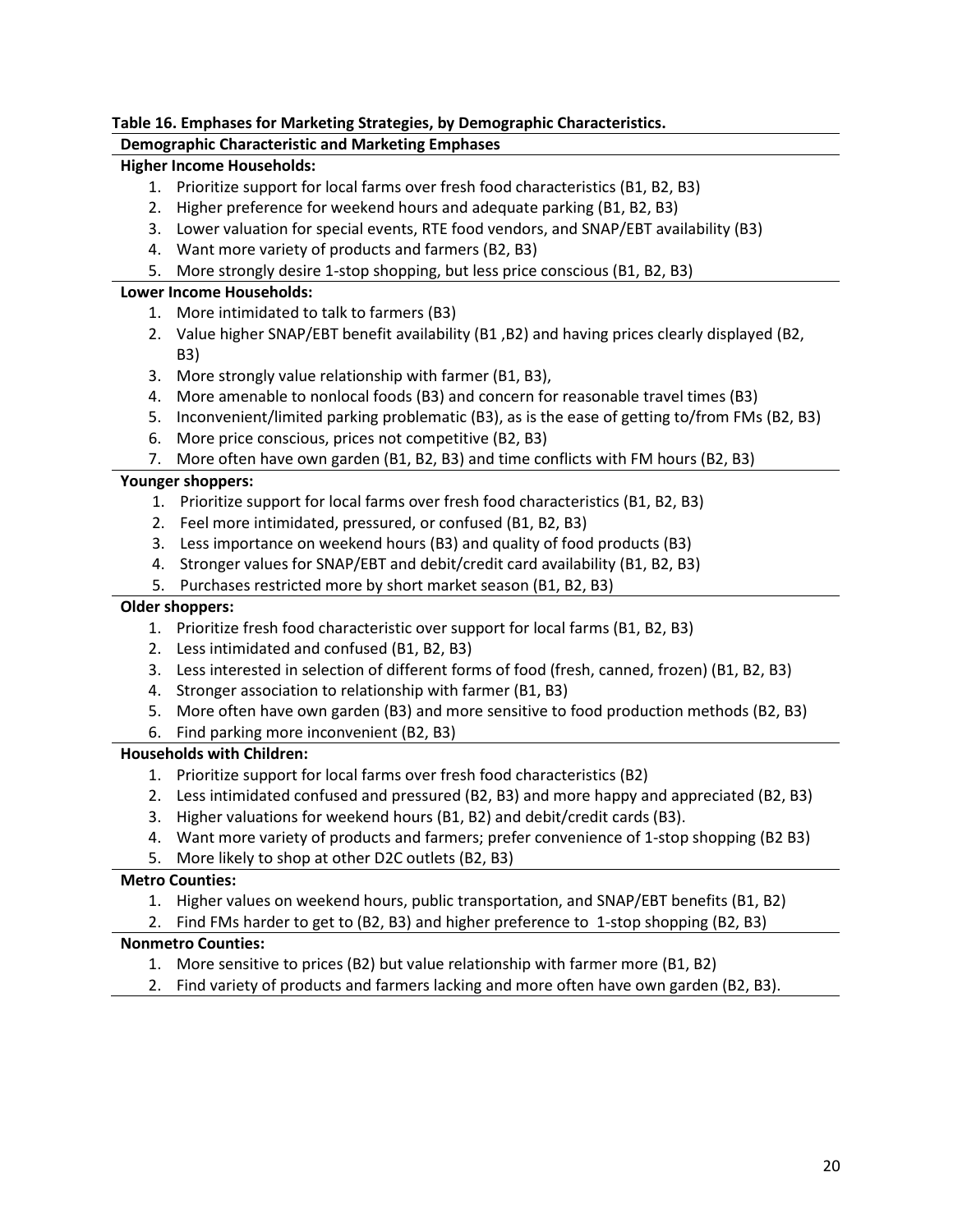**Table 16. Emphases for Marketing Strategies, by Demographic Characteristics.**

**Demographic Characteristic and Marketing Emphases**

**Higher Income Households:**

1. Prioritize support for local farms over fresh food characteristics (B1, B2, B3)
2. Higher preference for weekend hours and adequate parking (B1, B2, B3)
3. Lower valuation for special events, RTE food vendors, and SNAP/EBT availability (B3)
4. Want more variety of products and farmers (B2, B3)
5. More strongly desire 1-stop shopping, but less price conscious (B1, B2, B3)

**Lower Income Households:**

1. More intimidated to talk to farmers (B3)
2. Value higher SNAP/EBT benefit availability (B1 ,B2) and having prices clearly displayed (B2, B3)
3. More strongly value relationship with farmer (B1, B3),
4. More amenable to nonlocal foods (B3) and concern for reasonable travel times (B3)
5. Inconvenient/limited parking problematic (B3), as is the ease of getting to/from FMs (B2, B3)
6. More price conscious, prices not competitive (B2, B3)
7. More often have own garden (B1, B2, B3) and time conflicts with FM hours (B2, B3)

**Younger shoppers:**

1. Prioritize support for local farms over fresh food characteristics (B1, B2, B3)
2. Feel more intimidated, pressured, or confused (B1, B2, B3)
3. Less importance on weekend hours (B3) and quality of food products (B3)
4. Stronger values for SNAP/EBT and debit/credit card availability (B1, B2, B3)
5. Purchases restricted more by short market season (B1, B2, B3)

**Older shoppers:**

1. Prioritize fresh food characteristic over support for local farms (B1, B2, B3)
2. Less intimidated and confused (B1, B2, B3)
3. Less interested in selection of different forms of food (fresh, canned, frozen) (B1, B2, B3)
4. Stronger association to relationship with farmer (B1, B3)
5. More often have own garden (B3) and more sensitive to food production methods (B2, B3)
6. Find parking more inconvenient (B2, B3)

**Households with Children:**

1. Prioritize support for local farms over fresh food characteristics (B2)
2. Less intimidated confused and pressured (B2, B3) and more happy and appreciated (B2, B3)
3. Higher valuations for weekend hours (B1, B2) and debit/credit cards (B3).
4. Want more variety of products and farmers; prefer convenience of 1-stop shopping (B2 B3)
5. More likely to shop at other D2C outlets (B2, B3)

**Metro Counties:**

1. Higher values on weekend hours, public transportation, and SNAP/EBT benefits (B1, B2)
2. Find FMs harder to get to (B2, B3) and higher preference to 1-stop shopping (B2, B3)

**Nonmetro Counties:**

1. More sensitive to prices (B2) but value relationship with farmer more (B1, B2)
2. Find variety of products and farmers lacking and more often have own garden (B2, B3).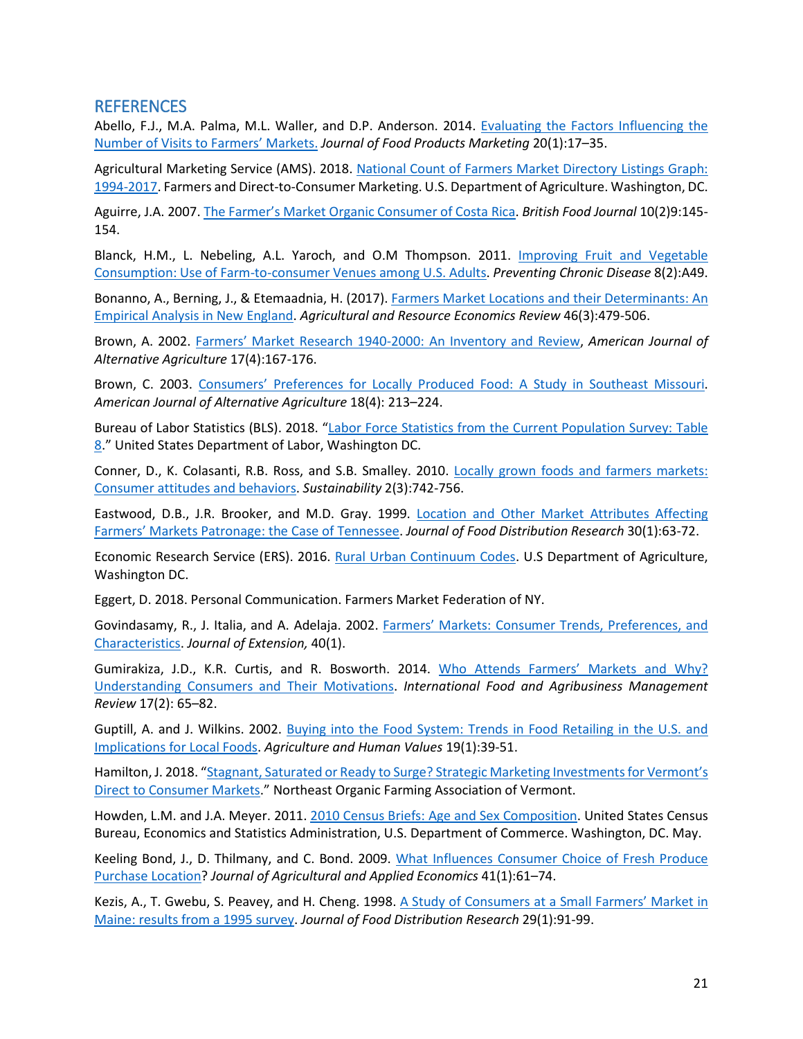## REFERENCES

Abello, F.J., M.A. Palma, M.L. Waller, and D.P. Anderson. 2014. Evaluating the Factors Influencing the Number of Visits to Farmers' Markets. *Journal of Food Products Marketing* 20(1):17–35.

Agricultural Marketing Service (AMS). 2018. National Count of Farmers Market Directory Listings Graph: 1994-2017. Farmers and Direct-to-Consumer Marketing. U.S. Department of Agriculture. Washington, DC.

Aguirre, J.A. 2007. The Farmer's Market Organic Consumer of Costa Rica. *British Food Journal* 10(2)9:145-154.

Blanck, H.M., L. Nebeling, A.L. Yaroch, and O.M Thompson. 2011. Improving Fruit and Vegetable Consumption: Use of Farm-to-consumer Venues among U.S. Adults. *Preventing Chronic Disease* 8(2):A49.

Bonanno, A., Berning, J., & Etemaadnia, H. (2017). Farmers Market Locations and their Determinants: An Empirical Analysis in New England. *Agricultural and Resource Economics Review* 46(3):479-506.

Brown, A. 2002. Farmers' Market Research 1940-2000: An Inventory and Review, *American Journal of Alternative Agriculture* 17(4):167-176.

Brown, C. 2003. Consumers' Preferences for Locally Produced Food: A Study in Southeast Missouri. *American Journal of Alternative Agriculture* 18(4): 213–224.

Bureau of Labor Statistics (BLS). 2018. "Labor Force Statistics from the Current Population Survey: Table 8." United States Department of Labor, Washington DC.

Conner, D., K. Colasanti, R.B. Ross, and S.B. Smalley. 2010. Locally grown foods and farmers markets: Consumer attitudes and behaviors. *Sustainability* 2(3):742-756.

Eastwood, D.B., J.R. Brooker, and M.D. Gray. 1999. Location and Other Market Attributes Affecting Farmers' Markets Patronage: the Case of Tennessee. *Journal of Food Distribution Research* 30(1):63-72.

Economic Research Service (ERS). 2016. Rural Urban Continuum Codes. U.S Department of Agriculture, Washington DC.

Eggert, D. 2018. Personal Communication. Farmers Market Federation of NY.

Govindasamy, R., J. Italia, and A. Adelaja. 2002. Farmers' Markets: Consumer Trends, Preferences, and Characteristics. *Journal of Extension,* 40(1).

Gumirakiza, J.D., K.R. Curtis, and R. Bosworth. 2014. Who Attends Farmers' Markets and Why? Understanding Consumers and Their Motivations. *International Food and Agribusiness Management Review* 17(2): 65–82.

Guptill, A. and J. Wilkins. 2002. Buying into the Food System: Trends in Food Retailing in the U.S. and Implications for Local Foods. *Agriculture and Human Values* 19(1):39-51.

Hamilton, J. 2018. "Stagnant, Saturated or Ready to Surge? Strategic Marketing Investments for Vermont's Direct to Consumer Markets." Northeast Organic Farming Association of Vermont.

Howden, L.M. and J.A. Meyer. 2011. 2010 Census Briefs: Age and Sex Composition. United States Census Bureau, Economics and Statistics Administration, U.S. Department of Commerce. Washington, DC. May.

Keeling Bond, J., D. Thilmany, and C. Bond. 2009. What Influences Consumer Choice of Fresh Produce Purchase Location? *Journal of Agricultural and Applied Economics* 41(1):61–74.

Kezis, A., T. Gwebu, S. Peavey, and H. Cheng. 1998. A Study of Consumers at a Small Farmers' Market in Maine: results from a 1995 survey. *Journal of Food Distribution Research* 29(1):91-99.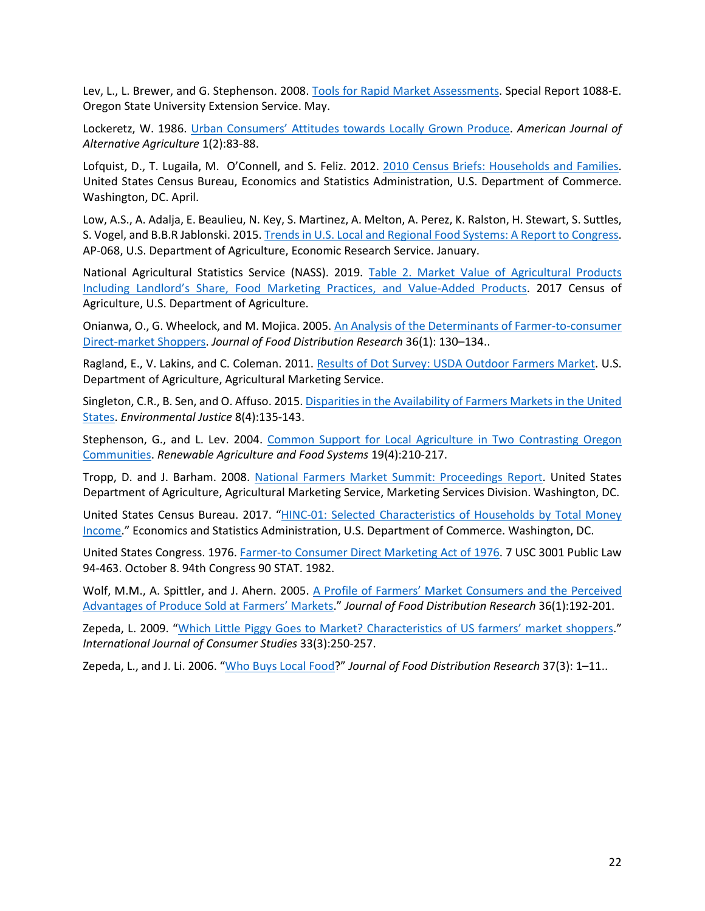Lev, L., L. Brewer, and G. Stephenson. 2008. Tools for Rapid Market Assessments. Special Report 1088-E. Oregon State University Extension Service. May.

Lockeretz, W. 1986. Urban Consumers' Attitudes towards Locally Grown Produce. *American Journal of Alternative Agriculture* 1(2):83-88.

Lofquist, D., T. Lugaila, M. O'Connell, and S. Feliz. 2012. 2010 Census Briefs: Households and Families. United States Census Bureau, Economics and Statistics Administration, U.S. Department of Commerce. Washington, DC. April.

Low, A.S., A. Adalja, E. Beaulieu, N. Key, S. Martinez, A. Melton, A. Perez, K. Ralston, H. Stewart, S. Suttles, S. Vogel, and B.B.R Jablonski. 2015. Trends in U.S. Local and Regional Food Systems: A Report to Congress. AP-068, U.S. Department of Agriculture, Economic Research Service. January.

National Agricultural Statistics Service (NASS). 2019. Table 2. Market Value of Agricultural Products Including Landlord's Share, Food Marketing Practices, and Value-Added Products. 2017 Census of Agriculture, U.S. Department of Agriculture.

Onianwa, O., G. Wheelock, and M. Mojica. 2005. An Analysis of the Determinants of Farmer-to-consumer Direct-market Shoppers. *Journal of Food Distribution Research* 36(1): 130–134..

Ragland, E., V. Lakins, and C. Coleman. 2011. Results of Dot Survey: USDA Outdoor Farmers Market. U.S. Department of Agriculture, Agricultural Marketing Service.

Singleton, C.R., B. Sen, and O. Affuso. 2015. Disparities in the Availability of Farmers Markets in the United States. *Environmental Justice* 8(4):135-143.

Stephenson, G., and L. Lev. 2004. Common Support for Local Agriculture in Two Contrasting Oregon Communities. *Renewable Agriculture and Food Systems* 19(4):210-217.

Tropp, D. and J. Barham. 2008. National Farmers Market Summit: Proceedings Report. United States Department of Agriculture, Agricultural Marketing Service, Marketing Services Division. Washington, DC.

United States Census Bureau. 2017. "HINC-01: Selected Characteristics of Households by Total Money Income." Economics and Statistics Administration, U.S. Department of Commerce. Washington, DC.

United States Congress. 1976. Farmer-to Consumer Direct Marketing Act of 1976. 7 USC 3001 Public Law 94-463. October 8. 94th Congress 90 STAT. 1982.

Wolf, M.M., A. Spittler, and J. Ahern. 2005. A Profile of Farmers' Market Consumers and the Perceived Advantages of Produce Sold at Farmers' Markets." *Journal of Food Distribution Research* 36(1):192-201.

Zepeda, L. 2009. "Which Little Piggy Goes to Market? Characteristics of US farmers' market shoppers." *International Journal of Consumer Studies* 33(3):250-257.

Zepeda, L., and J. Li. 2006. "Who Buys Local Food?" *Journal of Food Distribution Research* 37(3): 1–11..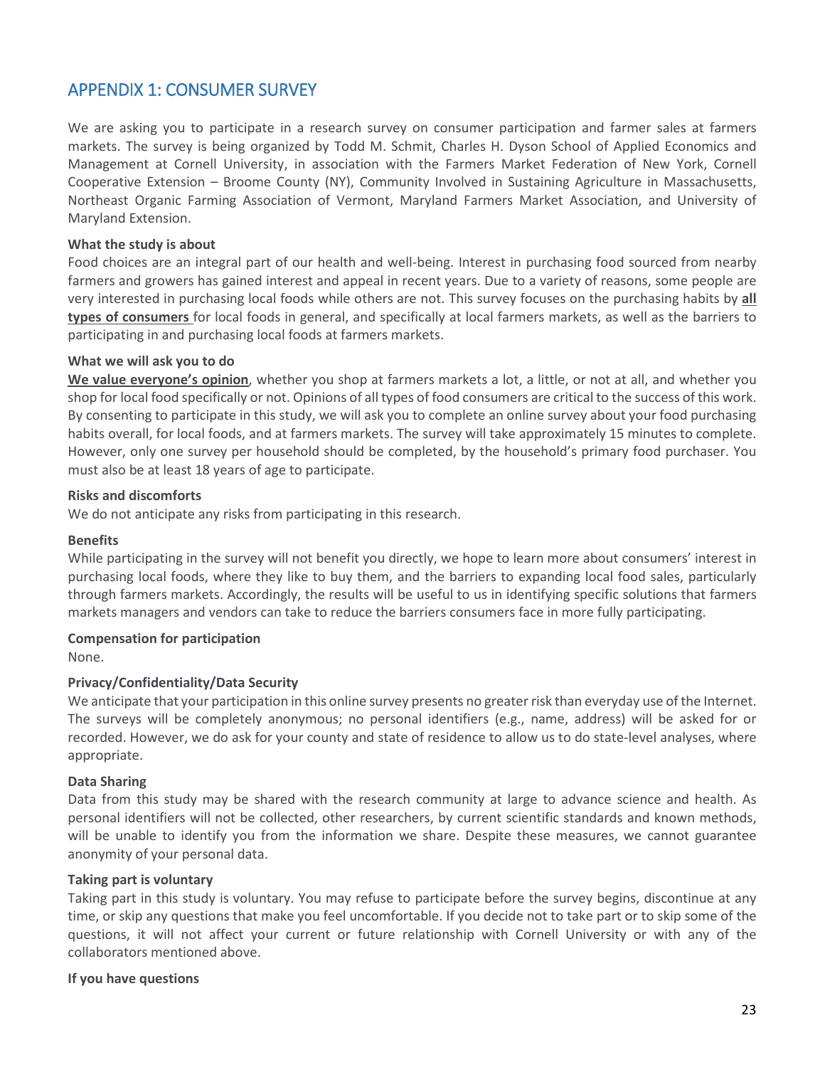## APPENDIX 1: CONSUMER SURVEY

We are asking you to participate in a research survey on consumer participation and farmer sales at farmers markets. The survey is being organized by Todd M. Schmit, Charles H. Dyson School of Applied Economics and Management at Cornell University, in association with the Farmers Market Federation of New York, Cornell Cooperative Extension – Broome County (NY), Community Involved in Sustaining Agriculture in Massachusetts, Northeast Organic Farming Association of Vermont, Maryland Farmers Market Association, and University of Maryland Extension.

**What the study is about**

Food choices are an integral part of our health and well-being. Interest in purchasing food sourced from nearby farmers and growers has gained interest and appeal in recent years. Due to a variety of reasons, some people are very interested in purchasing local foods while others are not. This survey focuses on the purchasing habits by **all types of consumers** for local foods in general, and specifically at local farmers markets, as well as the barriers to participating in and purchasing local foods at farmers markets.

**What we will ask you to do**

**We value everyone's opinion**, whether you shop at farmers markets a lot, a little, or not at all, and whether you shop for local food specifically or not. Opinions of all types of food consumers are critical to the success of this work. By consenting to participate in this study, we will ask you to complete an online survey about your food purchasing habits overall, for local foods, and at farmers markets. The survey will take approximately 15 minutes to complete. However, only one survey per household should be completed, by the household's primary food purchaser. You must also be at least 18 years of age to participate.

**Risks and discomforts**

We do not anticipate any risks from participating in this research.

**Benefits**

While participating in the survey will not benefit you directly, we hope to learn more about consumers' interest in purchasing local foods, where they like to buy them, and the barriers to expanding local food sales, particularly through farmers markets. Accordingly, the results will be useful to us in identifying specific solutions that farmers markets managers and vendors can take to reduce the barriers consumers face in more fully participating.

**Compensation for participation**

None.

**Privacy/Confidentiality/Data Security**

We anticipate that your participation in this online survey presents no greater risk than everyday use of the Internet. The surveys will be completely anonymous; no personal identifiers (e.g., name, address) will be asked for or recorded. However, we do ask for your county and state of residence to allow us to do state-level analyses, where appropriate.

**Data Sharing**

Data from this study may be shared with the research community at large to advance science and health. As personal identifiers will not be collected, other researchers, by current scientific standards and known methods, will be unable to identify you from the information we share. Despite these measures, we cannot guarantee anonymity of your personal data.

**Taking part is voluntary**

Taking part in this study is voluntary. You may refuse to participate before the survey begins, discontinue at any time, or skip any questions that make you feel uncomfortable. If you decide not to take part or to skip some of the questions, it will not affect your current or future relationship with Cornell University or with any of the collaborators mentioned above.

**If you have questions**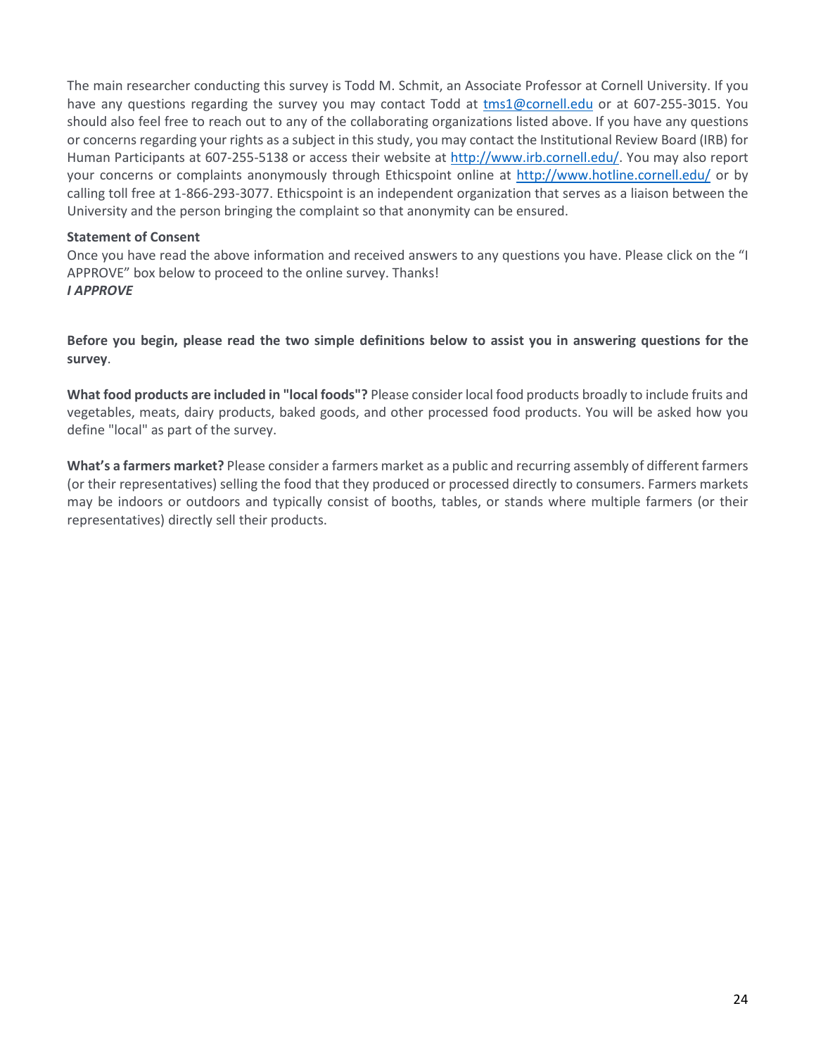The main researcher conducting this survey is Todd M. Schmit, an Associate Professor at Cornell University. If you have any questions regarding the survey you may contact Todd at tms1@cornell.edu or at 607-255-3015. You should also feel free to reach out to any of the collaborating organizations listed above. If you have any questions or concerns regarding your rights as a subject in this study, you may contact the Institutional Review Board (IRB) for Human Participants at 607-255-5138 or access their website at http://www.irb.cornell.edu/. You may also report your concerns or complaints anonymously through Ethicspoint online at http://www.hotline.cornell.edu/ or by calling toll free at 1-866-293-3077. Ethicspoint is an independent organization that serves as a liaison between the University and the person bringing the complaint so that anonymity can be ensured.

**Statement of Consent**

Once you have read the above information and received answers to any questions you have. Please click on the "I APPROVE" box below to proceed to the online survey. Thanks!

***I APPROVE***

**Before you begin, please read the two simple definitions below to assist you in answering questions for the survey**.

**What food products are included in "local foods"?** Please consider local food products broadly to include fruits and vegetables, meats, dairy products, baked goods, and other processed food products. You will be asked how you define "local" as part of the survey.

**What's a farmers market?** Please consider a farmers market as a public and recurring assembly of different farmers (or their representatives) selling the food that they produced or processed directly to consumers. Farmers markets may be indoors or outdoors and typically consist of booths, tables, or stands where multiple farmers (or their representatives) directly sell their products.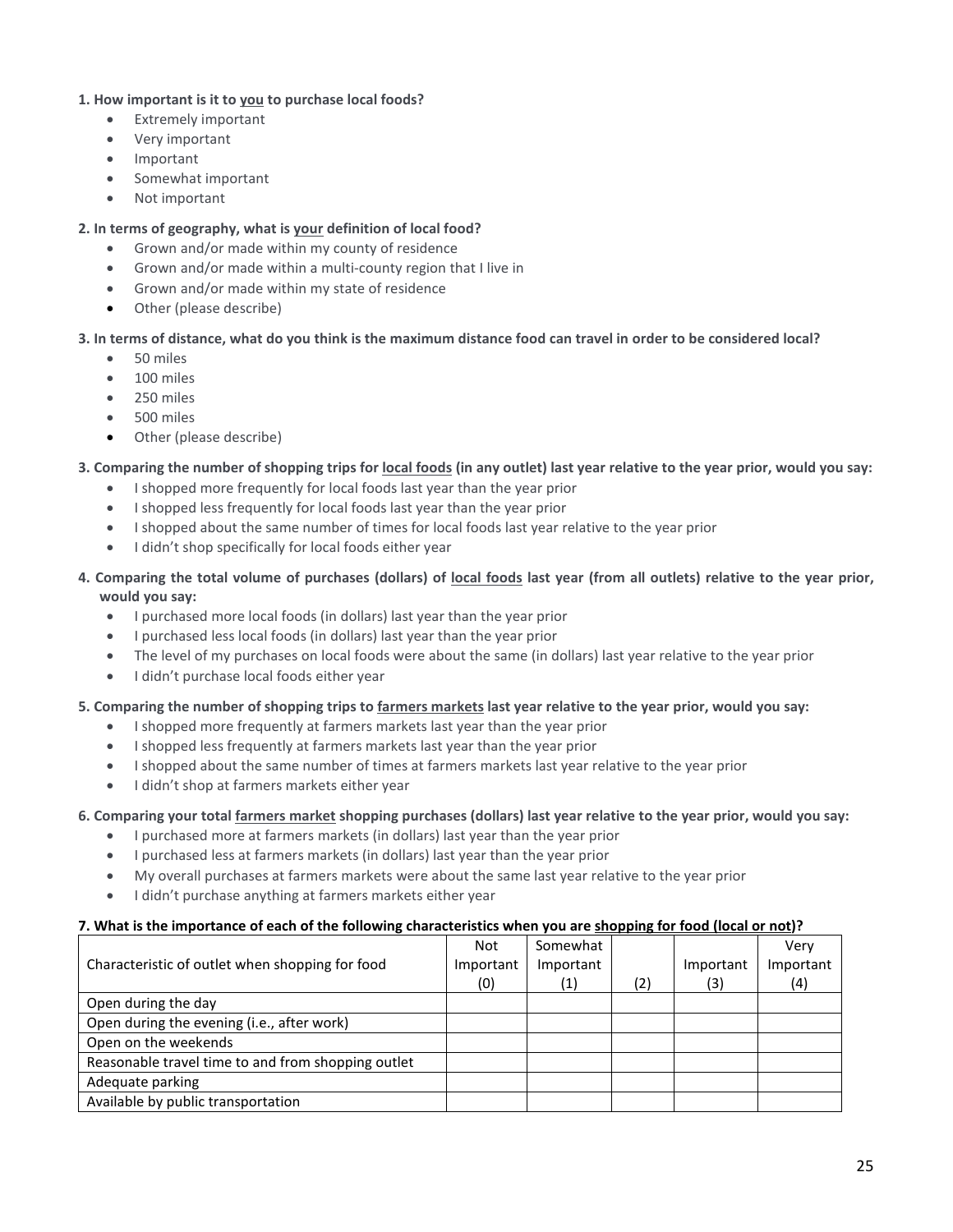**1. How important is it to you to purchase local foods?**

- Extremely important
- Very important
- Important
- Somewhat important
- Not important

**2. In terms of geography, what is your definition of local food?**

- Grown and/or made within my county of residence
- Grown and/or made within a multi-county region that I live in
- Grown and/or made within my state of residence
- Other (please describe)

**3. In terms of distance, what do you think is the maximum distance food can travel in order to be considered local?**

- 50 miles
- 100 miles
- 250 miles
- 500 miles
- Other (please describe)

**3. Comparing the number of shopping trips for local foods (in any outlet) last year relative to the year prior, would you say:**

- I shopped more frequently for local foods last year than the year prior
- I shopped less frequently for local foods last year than the year prior
- I shopped about the same number of times for local foods last year relative to the year prior
- I didn't shop specifically for local foods either year

**4. Comparing the total volume of purchases (dollars) of local foods last year (from all outlets) relative to the year prior, would you say:**

- I purchased more local foods (in dollars) last year than the year prior
- I purchased less local foods (in dollars) last year than the year prior
- The level of my purchases on local foods were about the same (in dollars) last year relative to the year prior
- I didn't purchase local foods either year

**5. Comparing the number of shopping trips to farmers markets last year relative to the year prior, would you say:**

- I shopped more frequently at farmers markets last year than the year prior
- I shopped less frequently at farmers markets last year than the year prior
- I shopped about the same number of times at farmers markets last year relative to the year prior
- I didn't shop at farmers markets either year

**6. Comparing your total farmers market shopping purchases (dollars) last year relative to the year prior, would you say:**

- I purchased more at farmers markets (in dollars) last year than the year prior
- I purchased less at farmers markets (in dollars) last year than the year prior
- My overall purchases at farmers markets were about the same last year relative to the year prior
- I didn't purchase anything at farmers markets either year

**7. What is the importance of each of the following characteristics when you are shopping for food (local or not)?**

| Characteristic of outlet when shopping for food | Not Important (0) | Somewhat Important (1) | (2) | Important (3) | Very Important (4) |
|---|---|---|---|---|---|
| Open during the day | | | | | |
| Open during the evening (i.e., after work) | | | | | |
| Open on the weekends | | | | | |
| Reasonable travel time to and from shopping outlet | | | | | |
| Adequate parking | | | | | |
| Available by public transportation | | | | | |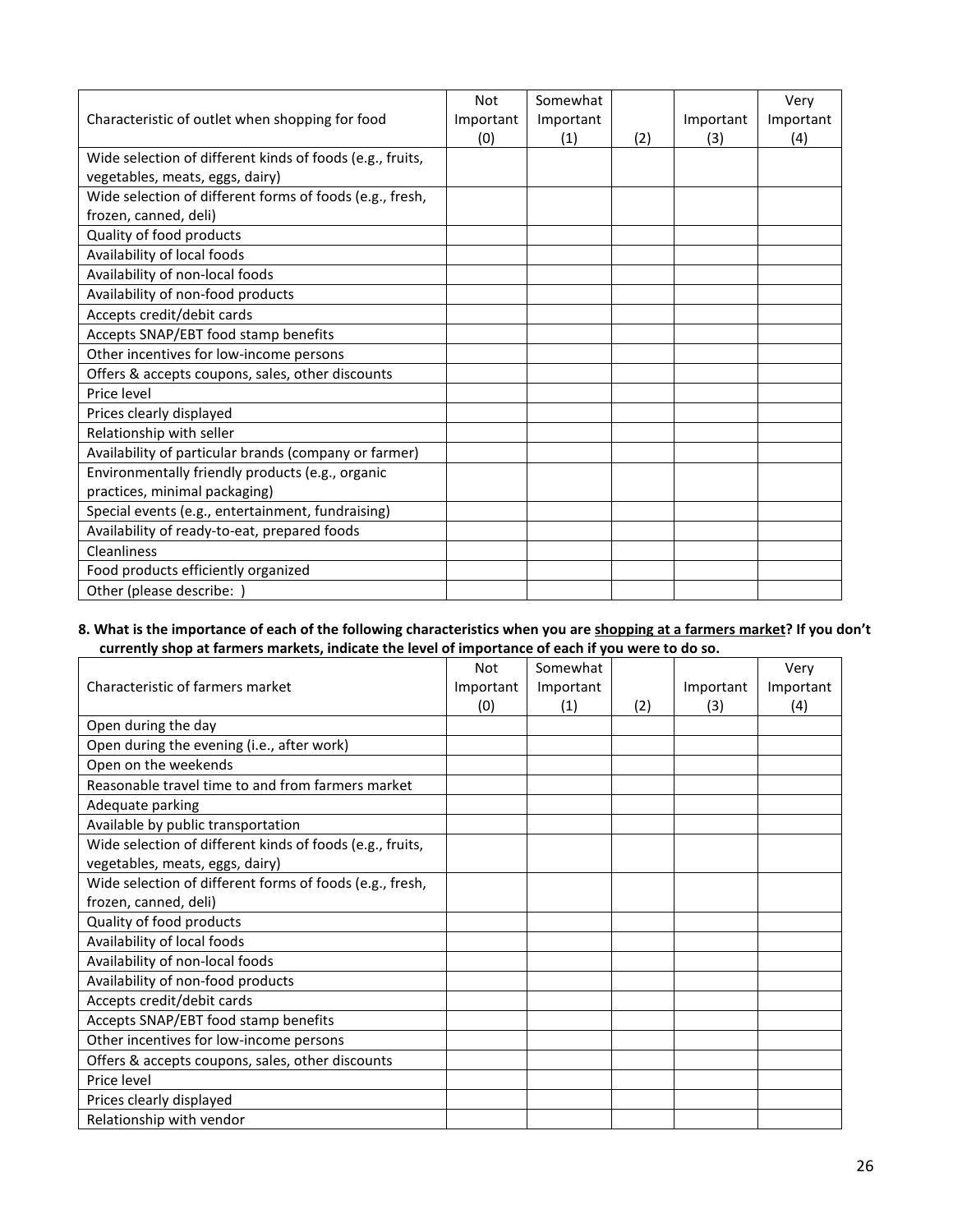| Characteristic of outlet when shopping for food | Not Important (0) | Somewhat Important (1) | (2) | Important (3) | Very Important (4) |
|---|---|---|---|---|---|
| Wide selection of different kinds of foods (e.g., fruits, vegetables, meats, eggs, dairy) | | | | | |
| Wide selection of different forms of foods (e.g., fresh, frozen, canned, deli) | | | | | |
| Quality of food products | | | | | |
| Availability of local foods | | | | | |
| Availability of non-local foods | | | | | |
| Availability of non-food products | | | | | |
| Accepts credit/debit cards | | | | | |
| Accepts SNAP/EBT food stamp benefits | | | | | |
| Other incentives for low-income persons | | | | | |
| Offers & accepts coupons, sales, other discounts | | | | | |
| Price level | | | | | |
| Prices clearly displayed | | | | | |
| Relationship with seller | | | | | |
| Availability of particular brands (company or farmer) | | | | | |
| Environmentally friendly products (e.g., organic practices, minimal packaging) | | | | | |
| Special events (e.g., entertainment, fundraising) | | | | | |
| Availability of ready-to-eat, prepared foods | | | | | |
| Cleanliness | | | | | |
| Food products efficiently organized | | | | | |
| Other (please describe: ) | | | | | |

**8. What is the importance of each of the following characteristics when you are shopping at a farmers market? If you don't currently shop at farmers markets, indicate the level of importance of each if you were to do so.**

| Characteristic of farmers market | Not Important (0) | Somewhat Important (1) | (2) | Important (3) | Very Important (4) |
|---|---|---|---|---|---|
| Open during the day | | | | | |
| Open during the evening (i.e., after work) | | | | | |
| Open on the weekends | | | | | |
| Reasonable travel time to and from farmers market | | | | | |
| Adequate parking | | | | | |
| Available by public transportation | | | | | |
| Wide selection of different kinds of foods (e.g., fruits, vegetables, meats, eggs, dairy) | | | | | |
| Wide selection of different forms of foods (e.g., fresh, frozen, canned, deli) | | | | | |
| Quality of food products | | | | | |
| Availability of local foods | | | | | |
| Availability of non-local foods | | | | | |
| Availability of non-food products | | | | | |
| Accepts credit/debit cards | | | | | |
| Accepts SNAP/EBT food stamp benefits | | | | | |
| Other incentives for low-income persons | | | | | |
| Offers & accepts coupons, sales, other discounts | | | | | |
| Price level | | | | | |
| Prices clearly displayed | | | | | |
| Relationship with vendor | | | | | |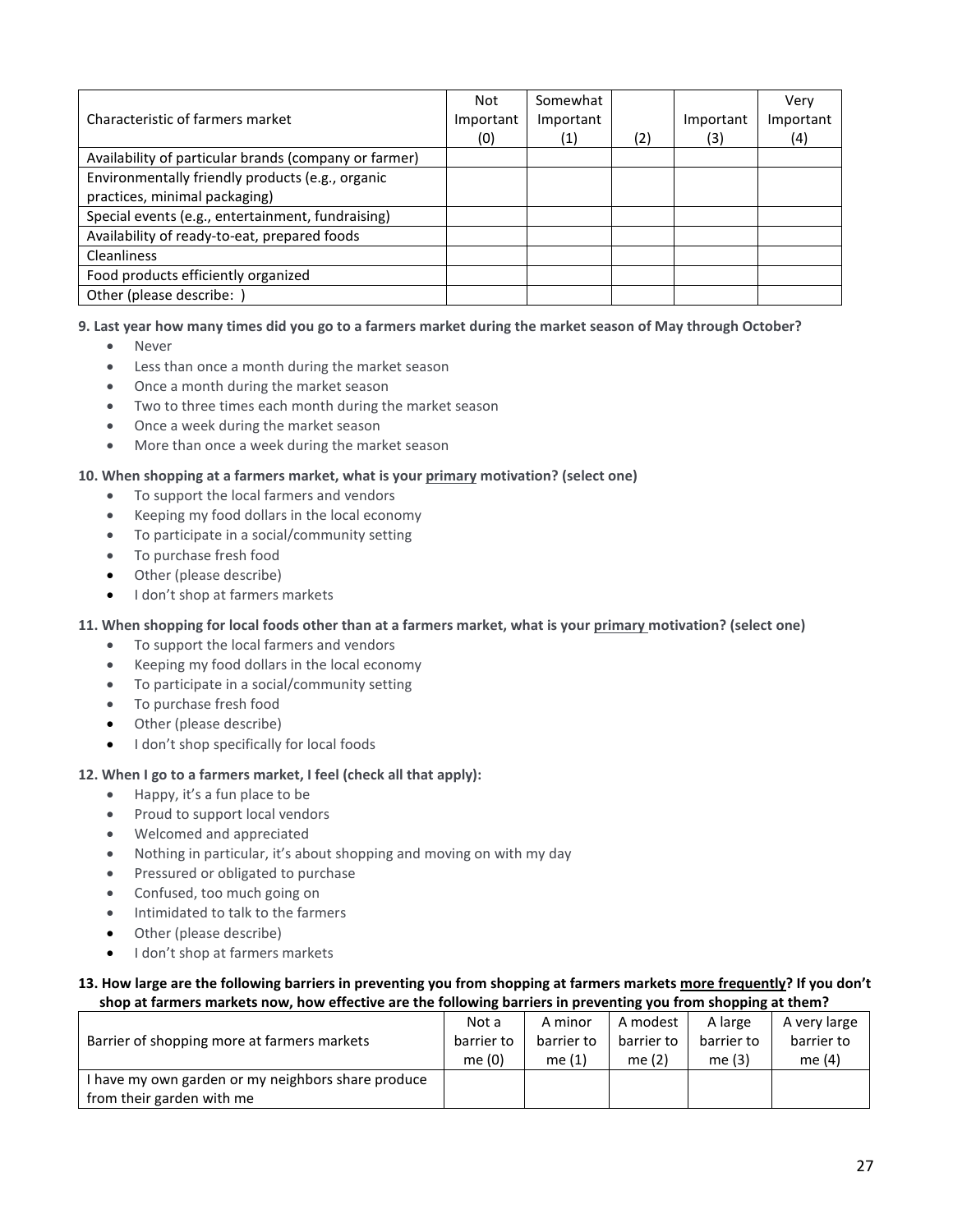| Characteristic of farmers market | Not Important (0) | Somewhat Important (1) | (2) | Important (3) | Very Important (4) |
|---|---|---|---|---|---|
| Availability of particular brands (company or farmer) | | | | | |
| Environmentally friendly products (e.g., organic practices, minimal packaging) | | | | | |
| Special events (e.g., entertainment, fundraising) | | | | | |
| Availability of ready-to-eat, prepared foods | | | | | |
| Cleanliness | | | | | |
| Food products efficiently organized | | | | | |
| Other (please describe: ) | | | | | |

**9. Last year how many times did you go to a farmers market during the market season of May through October?**

- Never
- Less than once a month during the market season
- Once a month during the market season
- Two to three times each month during the market season
- Once a week during the market season
- More than once a week during the market season

**10. When shopping at a farmers market, what is your <u>primary</u> motivation? (select one)**

- To support the local farmers and vendors
- Keeping my food dollars in the local economy
- To participate in a social/community setting
- To purchase fresh food
- Other (please describe)
- I don't shop at farmers markets

**11. When shopping for local foods other than at a farmers market, what is your <u>primary</u> motivation? (select one)**

- To support the local farmers and vendors
- Keeping my food dollars in the local economy
- To participate in a social/community setting
- To purchase fresh food
- Other (please describe)
- I don't shop specifically for local foods

**12. When I go to a farmers market, I feel (check all that apply):**

- Happy, it's a fun place to be
- Proud to support local vendors
- Welcomed and appreciated
- Nothing in particular, it's about shopping and moving on with my day
- Pressured or obligated to purchase
- Confused, too much going on
- Intimidated to talk to the farmers
- Other (please describe)
- I don't shop at farmers markets

**13. How large are the following barriers in preventing you from shopping at farmers markets <u>more frequently</u>? If you don't shop at farmers markets now, how effective are the following barriers in preventing you from shopping at them?**

| Barrier of shopping more at farmers markets | Not a barrier to me (0) | A minor barrier to me (1) | A modest barrier to me (2) | A large barrier to me (3) | A very large barrier to me (4) |
|---|---|---|---|---|---|
| I have my own garden or my neighbors share produce from their garden with me | | | | | |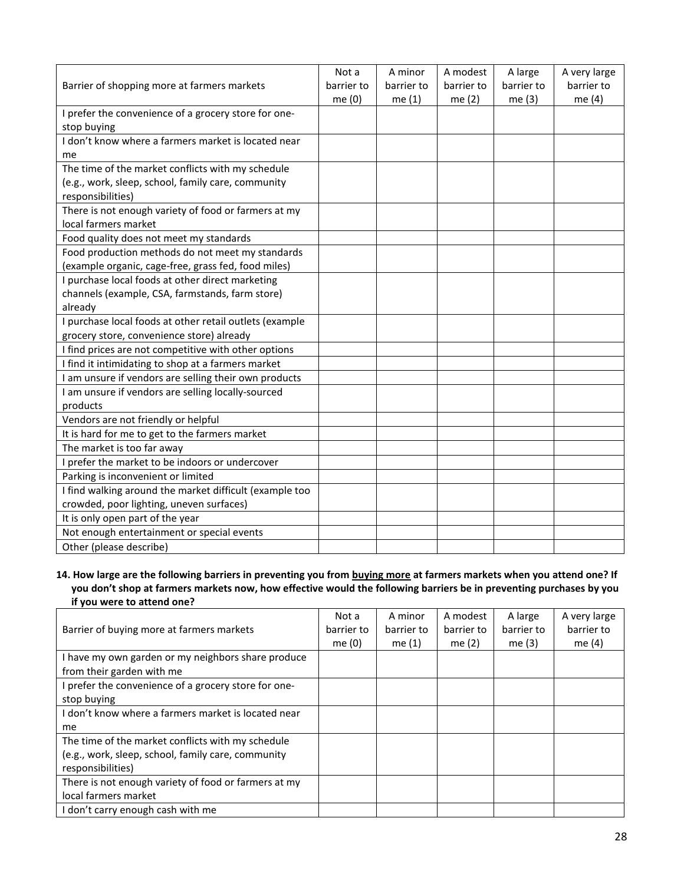| Barrier of shopping more at farmers markets | Not a barrier to me (0) | A minor barrier to me (1) | A modest barrier to me (2) | A large barrier to me (3) | A very large barrier to me (4) |
|---|---|---|---|---|---|
| I prefer the convenience of a grocery store for one-stop buying | | | | | |
| I don't know where a farmers market is located near me | | | | | |
| The time of the market conflicts with my schedule (e.g., work, sleep, school, family care, community responsibilities) | | | | | |
| There is not enough variety of food or farmers at my local farmers market | | | | | |
| Food quality does not meet my standards | | | | | |
| Food production methods do not meet my standards (example organic, cage-free, grass fed, food miles) | | | | | |
| I purchase local foods at other direct marketing channels (example, CSA, farmstands, farm store) already | | | | | |
| I purchase local foods at other retail outlets (example grocery store, convenience store) already | | | | | |
| I find prices are not competitive with other options | | | | | |
| I find it intimidating to shop at a farmers market | | | | | |
| I am unsure if vendors are selling their own products | | | | | |
| I am unsure if vendors are selling locally-sourced products | | | | | |
| Vendors are not friendly or helpful | | | | | |
| It is hard for me to get to the farmers market | | | | | |
| The market is too far away | | | | | |
| I prefer the market to be indoors or undercover | | | | | |
| Parking is inconvenient or limited | | | | | |
| I find walking around the market difficult (example too crowded, poor lighting, uneven surfaces) | | | | | |
| It is only open part of the year | | | | | |
| Not enough entertainment or special events | | | | | |
| Other (please describe) | | | | | |

**14. How large are the following barriers in preventing you from <u>buying more</u> at farmers markets when you attend one? If you don't shop at farmers markets now, how effective would the following barriers be in preventing purchases by you if you were to attend one?**

| Barrier of buying more at farmers markets | Not a barrier to me (0) | A minor barrier to me (1) | A modest barrier to me (2) | A large barrier to me (3) | A very large barrier to me (4) |
|---|---|---|---|---|---|
| I have my own garden or my neighbors share produce from their garden with me | | | | | |
| I prefer the convenience of a grocery store for one-stop buying | | | | | |
| I don't know where a farmers market is located near me | | | | | |
| The time of the market conflicts with my schedule (e.g., work, sleep, school, family care, community responsibilities) | | | | | |
| There is not enough variety of food or farmers at my local farmers market | | | | | |
| I don't carry enough cash with me | | | | | |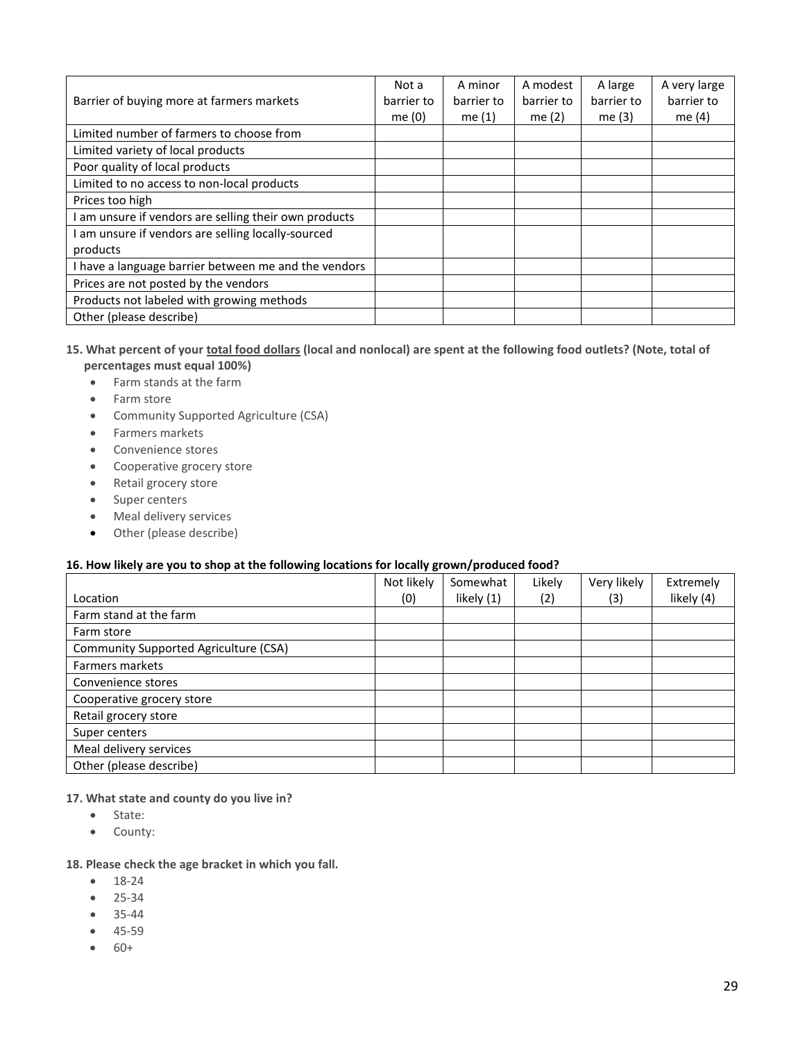| Barrier of buying more at farmers markets | Not a barrier to me (0) | A minor barrier to me (1) | A modest barrier to me (2) | A large barrier to me (3) | A very large barrier to me (4) |
|---|---|---|---|---|---|
| Limited number of farmers to choose from | | | | | |
| Limited variety of local products | | | | | |
| Poor quality of local products | | | | | |
| Limited to no access to non-local products | | | | | |
| Prices too high | | | | | |
| I am unsure if vendors are selling their own products | | | | | |
| I am unsure if vendors are selling locally-sourced products | | | | | |
| I have a language barrier between me and the vendors | | | | | |
| Prices are not posted by the vendors | | | | | |
| Products not labeled with growing methods | | | | | |
| Other (please describe) | | | | | |

**15. What percent of your total food dollars (local and nonlocal) are spent at the following food outlets? (Note, total of percentages must equal 100%)**

- Farm stands at the farm
- Farm store
- Community Supported Agriculture (CSA)
- Farmers markets
- Convenience stores
- Cooperative grocery store
- Retail grocery store
- Super centers
- Meal delivery services
- Other (please describe)

**16. How likely are you to shop at the following locations for locally grown/produced food?**

| Location | Not likely (0) | Somewhat likely (1) | Likely (2) | Very likely (3) | Extremely likely (4) |
|---|---|---|---|---|---|
| Farm stand at the farm | | | | | |
| Farm store | | | | | |
| Community Supported Agriculture (CSA) | | | | | |
| Farmers markets | | | | | |
| Convenience stores | | | | | |
| Cooperative grocery store | | | | | |
| Retail grocery store | | | | | |
| Super centers | | | | | |
| Meal delivery services | | | | | |
| Other (please describe) | | | | | |

**17. What state and county do you live in?**

- State:
- County:

**18. Please check the age bracket in which you fall.**

- 18-24
- 25-34
- 35-44
- 45-59
- 60+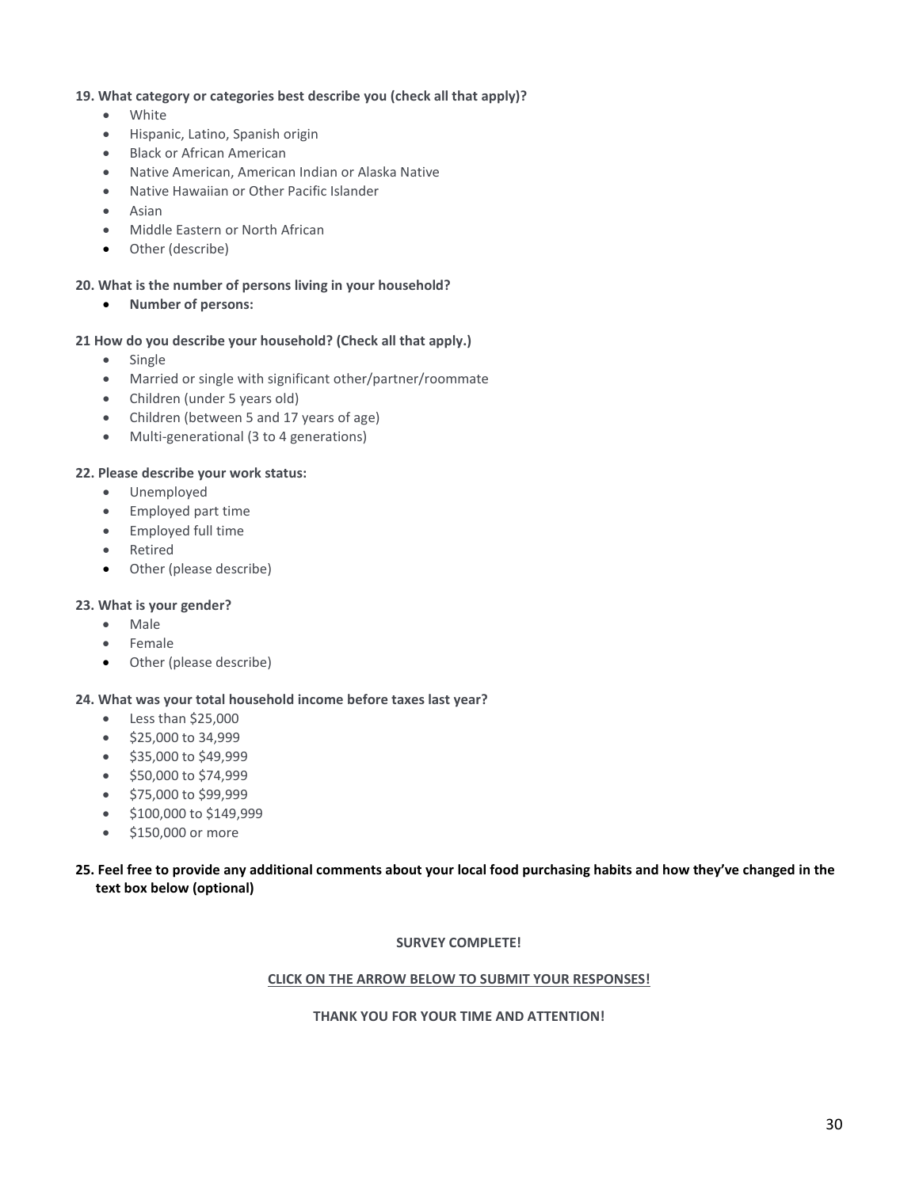**19. What category or categories best describe you (check all that apply)?**

- White
- Hispanic, Latino, Spanish origin
- Black or African American
- Native American, American Indian or Alaska Native
- Native Hawaiian or Other Pacific Islander
- Asian
- Middle Eastern or North African
- Other (describe)

**20. What is the number of persons living in your household?**

- **Number of persons:**

**21 How do you describe your household? (Check all that apply.)**

- Single
- Married or single with significant other/partner/roommate
- Children (under 5 years old)
- Children (between 5 and 17 years of age)
- Multi-generational (3 to 4 generations)

**22. Please describe your work status:**

- Unemployed
- Employed part time
- Employed full time
- Retired
- Other (please describe)

**23. What is your gender?**

- Male
- Female
- Other (please describe)

**24. What was your total household income before taxes last year?**

- Less than $25,000
- $25,000 to 34,999
- $35,000 to $49,999
- $50,000 to $74,999
- $75,000 to $99,999
- $100,000 to $149,999
- $150,000 or more

**25. Feel free to provide any additional comments about your local food purchasing habits and how they've changed in the text box below (optional)**

**SURVEY COMPLETE!**

**CLICK ON THE ARROW BELOW TO SUBMIT YOUR RESPONSES!**

**THANK YOU FOR YOUR TIME AND ATTENTION!**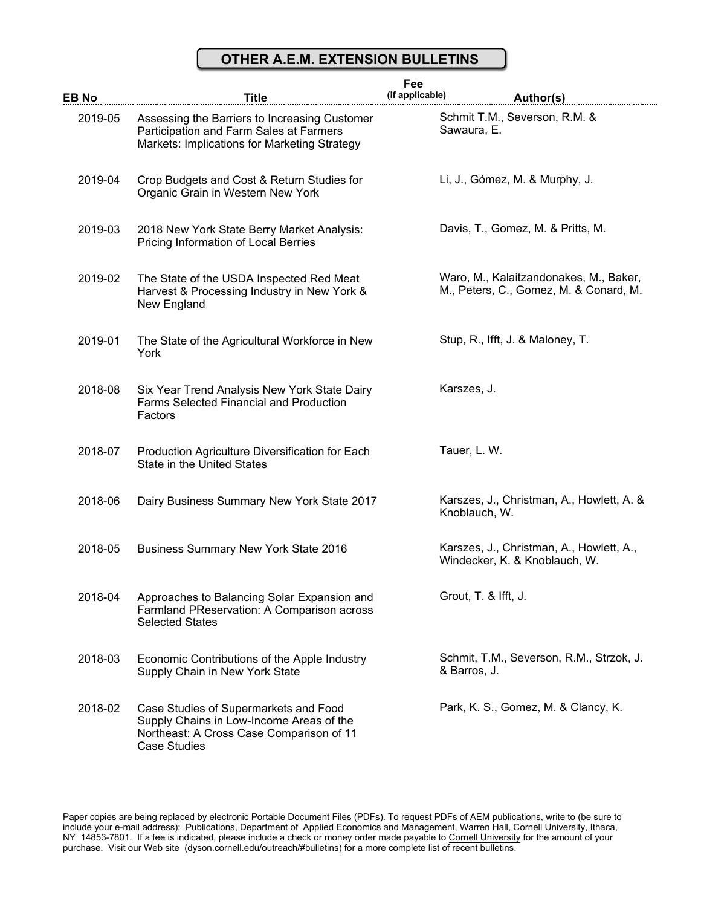# OTHER A.E.M. EXTENSION BULLETINS

| EB No | Title | Fee (if applicable) | Author(s) |
|---|---|---|---|
| 2019-05 | Assessing the Barriers to Increasing Customer Participation and Farm Sales at Farmers Markets: Implications for Marketing Strategy | | Schmit T.M., Severson, R.M. & Sawaura, E. |
| 2019-04 | Crop Budgets and Cost & Return Studies for Organic Grain in Western New York | | Li, J., Gómez, M. & Murphy, J. |
| 2019-03 | 2018 New York State Berry Market Analysis: Pricing Information of Local Berries | | Davis, T., Gomez, M. & Pritts, M. |
| 2019-02 | The State of the USDA Inspected Red Meat Harvest & Processing Industry in New York & New England | | Waro, M., Kalaitzandonakes, M., Baker, M., Peters, C., Gomez, M. & Conard, M. |
| 2019-01 | The State of the Agricultural Workforce in New York | | Stup, R., Ifft, J. & Maloney, T. |
| 2018-08 | Six Year Trend Analysis New York State Dairy Farms Selected Financial and Production Factors | | Karszes, J. |
| 2018-07 | Production Agriculture Diversification for Each State in the United States | | Tauer, L. W. |
| 2018-06 | Dairy Business Summary New York State 2017 | | Karszes, J., Christman, A., Howlett, A. & Knoblauch, W. |
| 2018-05 | Business Summary New York State 2016 | | Karszes, J., Christman, A., Howlett, A., Windecker, K. & Knoblauch, W. |
| 2018-04 | Approaches to Balancing Solar Expansion and Farmland PReservation: A Comparison across Selected States | | Grout, T. & Ifft, J. |
| 2018-03 | Economic Contributions of the Apple Industry Supply Chain in New York State | | Schmit, T.M., Severson, R.M., Strzok, J. & Barros, J. |
| 2018-02 | Case Studies of Supermarkets and Food Supply Chains in Low-Income Areas of the Northeast: A Cross Case Comparison of 11 Case Studies | | Park, K. S., Gomez, M. & Clancy, K. |

Paper copies are being replaced by electronic Portable Document Files (PDFs). To request PDFs of AEM publications, write to (be sure to include your e-mail address): Publications, Department of Applied Economics and Management, Warren Hall, Cornell University, Ithaca, NY 14853-7801. If a fee is indicated, please include a check or money order made payable to Cornell University for the amount of your purchase. Visit our Web site (dyson.cornell.edu/outreach/#bulletins) for a more complete list of recent bulletins.